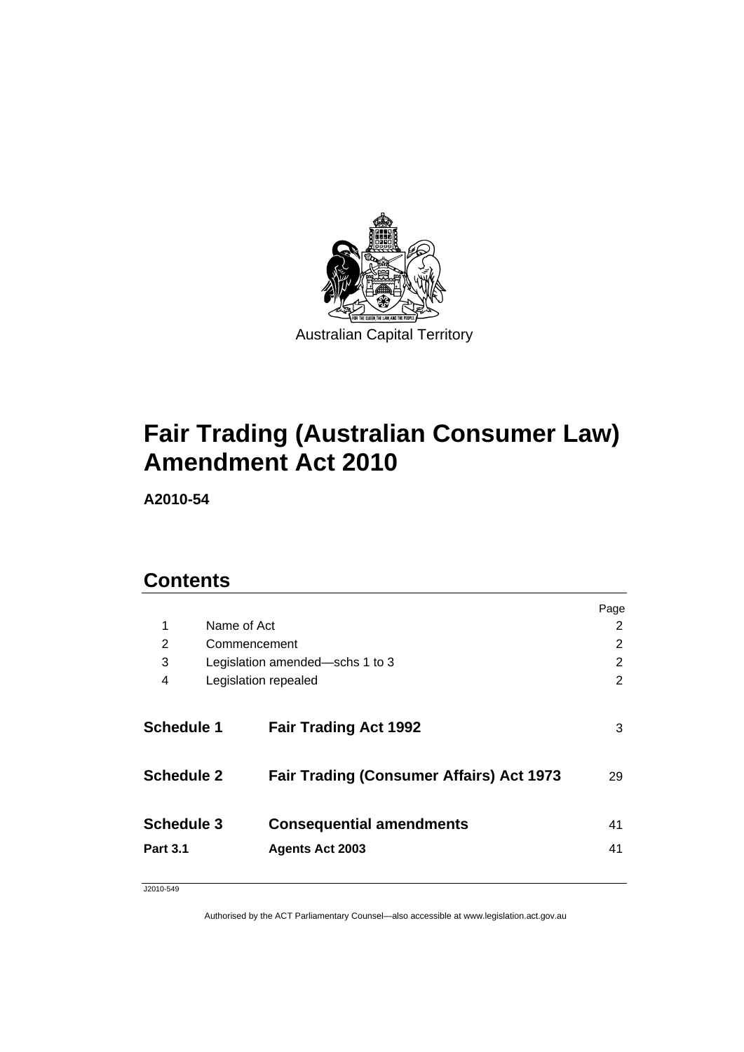Australian Capital Territory

# Fair Trading (Australian Consumer Law) Amendment Act 2010

**A2010-54**

## Contents

| | | Page |
|---|---|---|
| 1 | Name of Act | 2 |
| 2 | Commencement | 2 |
| 3 | Legislation amended—schs 1 to 3 | 2 |
| 4 | Legislation repealed | 2 |
| **Schedule 1** | **Fair Trading Act 1992** | 3 |
| **Schedule 2** | **Fair Trading (Consumer Affairs) Act 1973** | 29 |
| **Schedule 3** | **Consequential amendments** | 41 |
| **Part 3.1** | **Agents Act 2003** | 41 |

J2010-549

Authorised by the ACT Parliamentary Counsel—also accessible at www.legislation.act.gov.au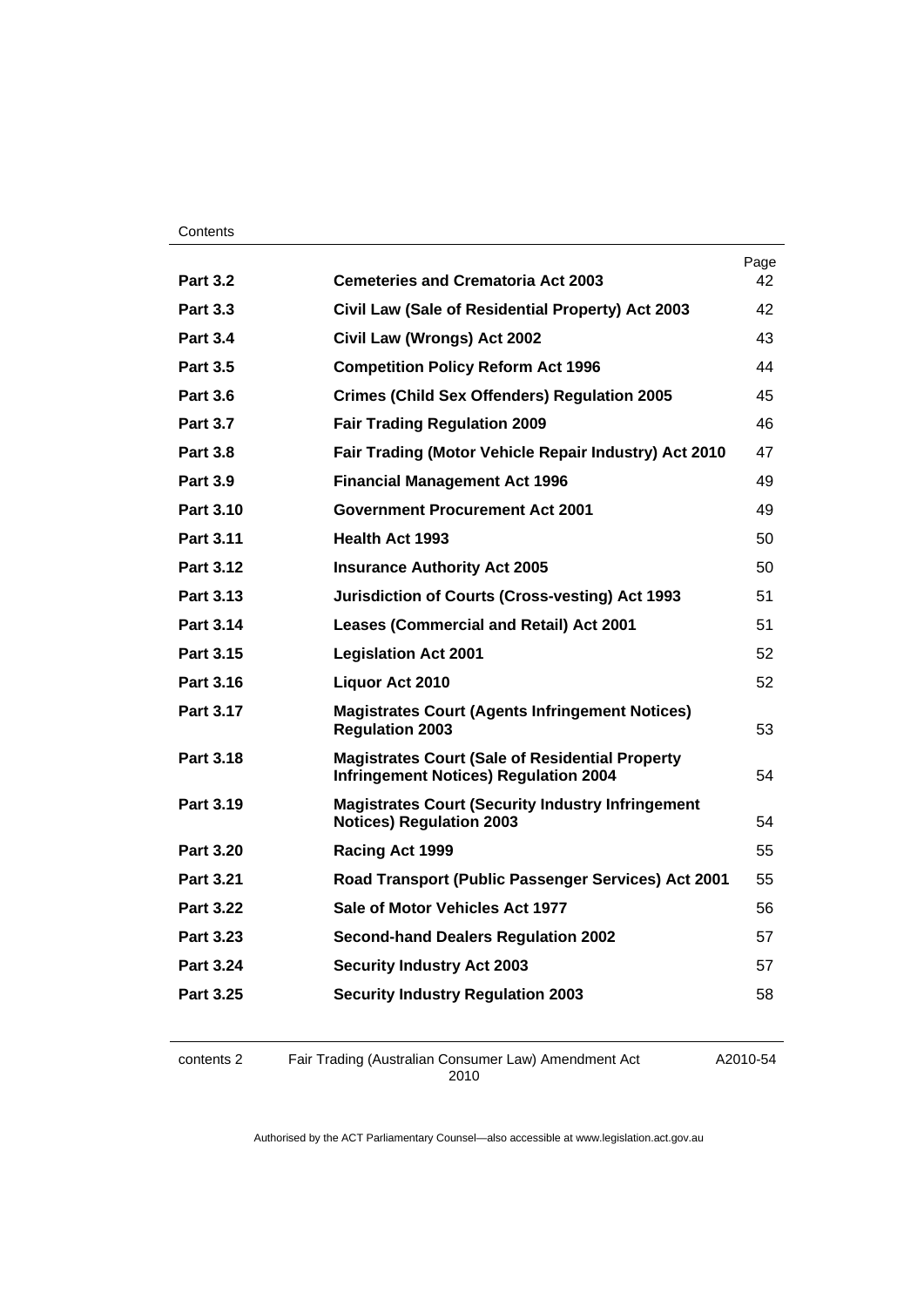| | | Page |
|---|---|---|
| **Part 3.2** | **Cemeteries and Crematoria Act 2003** | 42 |
| **Part 3.3** | **Civil Law (Sale of Residential Property) Act 2003** | 42 |
| **Part 3.4** | **Civil Law (Wrongs) Act 2002** | 43 |
| **Part 3.5** | **Competition Policy Reform Act 1996** | 44 |
| **Part 3.6** | **Crimes (Child Sex Offenders) Regulation 2005** | 45 |
| **Part 3.7** | **Fair Trading Regulation 2009** | 46 |
| **Part 3.8** | **Fair Trading (Motor Vehicle Repair Industry) Act 2010** | 47 |
| **Part 3.9** | **Financial Management Act 1996** | 49 |
| **Part 3.10** | **Government Procurement Act 2001** | 49 |
| **Part 3.11** | **Health Act 1993** | 50 |
| **Part 3.12** | **Insurance Authority Act 2005** | 50 |
| **Part 3.13** | **Jurisdiction of Courts (Cross-vesting) Act 1993** | 51 |
| **Part 3.14** | **Leases (Commercial and Retail) Act 2001** | 51 |
| **Part 3.15** | **Legislation Act 2001** | 52 |
| **Part 3.16** | **Liquor Act 2010** | 52 |
| **Part 3.17** | **Magistrates Court (Agents Infringement Notices) Regulation 2003** | 53 |
| **Part 3.18** | **Magistrates Court (Sale of Residential Property Infringement Notices) Regulation 2004** | 54 |
| **Part 3.19** | **Magistrates Court (Security Industry Infringement Notices) Regulation 2003** | 54 |
| **Part 3.20** | **Racing Act 1999** | 55 |
| **Part 3.21** | **Road Transport (Public Passenger Services) Act 2001** | 55 |
| **Part 3.22** | **Sale of Motor Vehicles Act 1977** | 56 |
| **Part 3.23** | **Second-hand Dealers Regulation 2002** | 57 |
| **Part 3.24** | **Security Industry Act 2003** | 57 |
| **Part 3.25** | **Security Industry Regulation 2003** | 58 |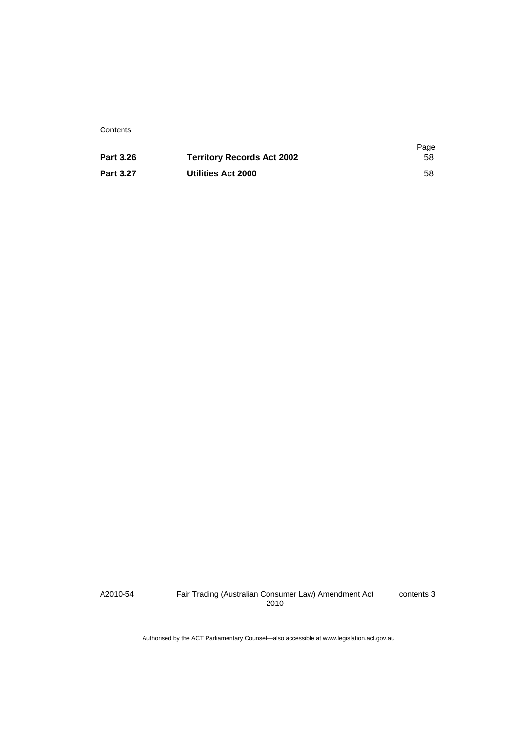| | | Page |
|---|---|---|
| **Part 3.26** | **Territory Records Act 2002** | 58 |
| **Part 3.27** | **Utilities Act 2000** | 58 |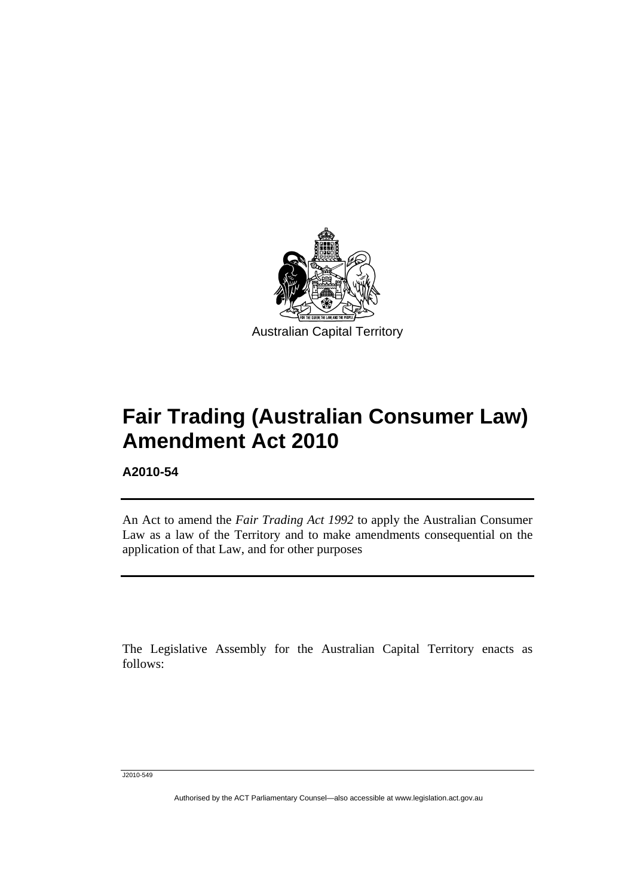Australian Capital Territory

# Fair Trading (Australian Consumer Law) Amendment Act 2010

**A2010-54**

An Act to amend the *Fair Trading Act 1992* to apply the Australian Consumer Law as a law of the Territory and to make amendments consequential on the application of that Law, and for other purposes

The Legislative Assembly for the Australian Capital Territory enacts as follows: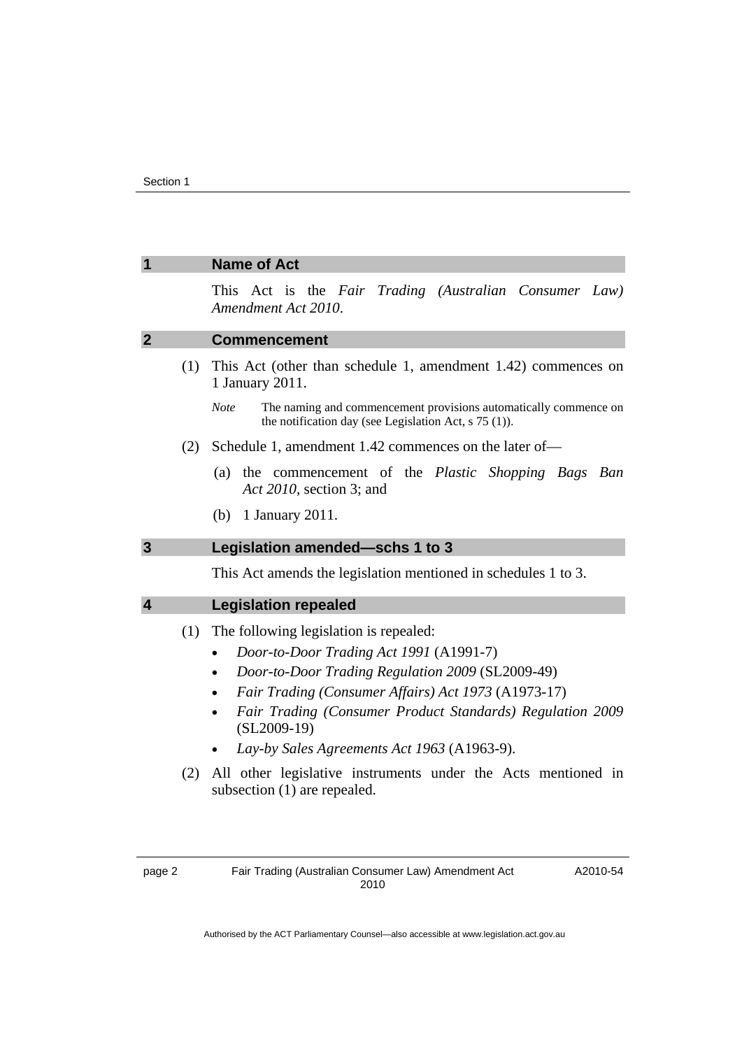## 1 Name of Act

This Act is the *Fair Trading (Australian Consumer Law) Amendment Act 2010*.

## 2 Commencement

(1) This Act (other than schedule 1, amendment 1.42) commences on 1 January 2011.

*Note* The naming and commencement provisions automatically commence on the notification day (see Legislation Act, s 75 (1)).

(2) Schedule 1, amendment 1.42 commences on the later of—

(a) the commencement of the *Plastic Shopping Bags Ban Act 2010*, section 3; and

(b) 1 January 2011.

## 3 Legislation amended—schs 1 to 3

This Act amends the legislation mentioned in schedules 1 to 3.

## 4 Legislation repealed

(1) The following legislation is repealed:

- *Door-to-Door Trading Act 1991* (A1991-7)
- *Door-to-Door Trading Regulation 2009* (SL2009-49)
- *Fair Trading (Consumer Affairs) Act 1973* (A1973-17)
- *Fair Trading (Consumer Product Standards) Regulation 2009* (SL2009-19)
- *Lay-by Sales Agreements Act 1963* (A1963-9).

(2) All other legislative instruments under the Acts mentioned in subsection (1) are repealed.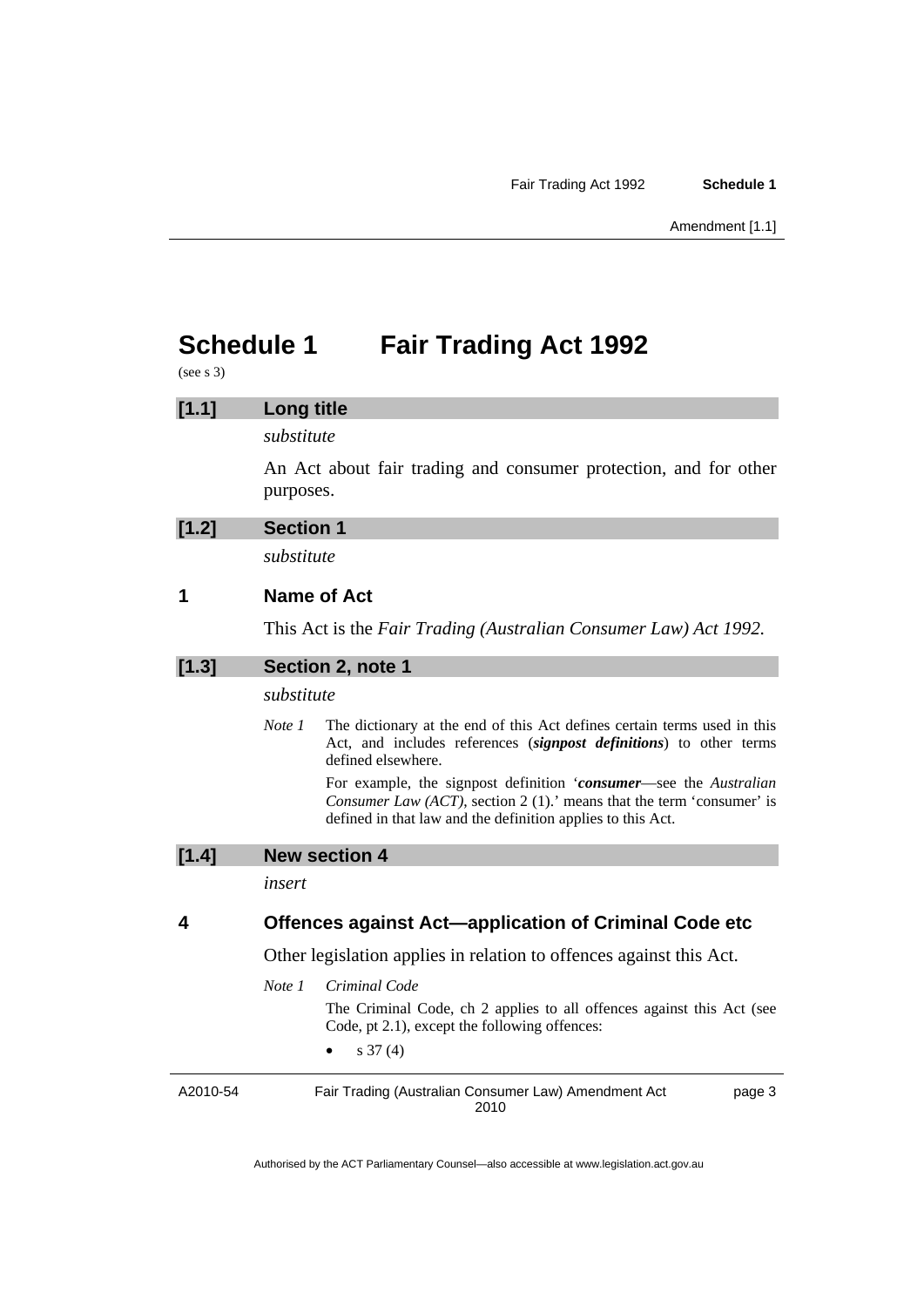# Schedule 1 Fair Trading Act 1992

(see s 3)

### [1.1] Long title

*substitute*

An Act about fair trading and consumer protection, and for other purposes.

### [1.2] Section 1

*substitute*

### 1 Name of Act

This Act is the *Fair Trading (Australian Consumer Law) Act 1992.*

### [1.3] Section 2, note 1

*substitute*

*Note 1* The dictionary at the end of this Act defines certain terms used in this Act, and includes references (***signpost definitions***) to other terms defined elsewhere.

For example, the signpost definition '***consumer***—see the *Australian Consumer Law (ACT)*, section 2 (1).' means that the term 'consumer' is defined in that law and the definition applies to this Act.

### [1.4] New section 4

*insert*

### 4 Offences against Act—application of Criminal Code etc

Other legislation applies in relation to offences against this Act.

*Note 1* *Criminal Code*

The Criminal Code, ch 2 applies to all offences against this Act (see Code, pt 2.1), except the following offences:

- s 37 (4)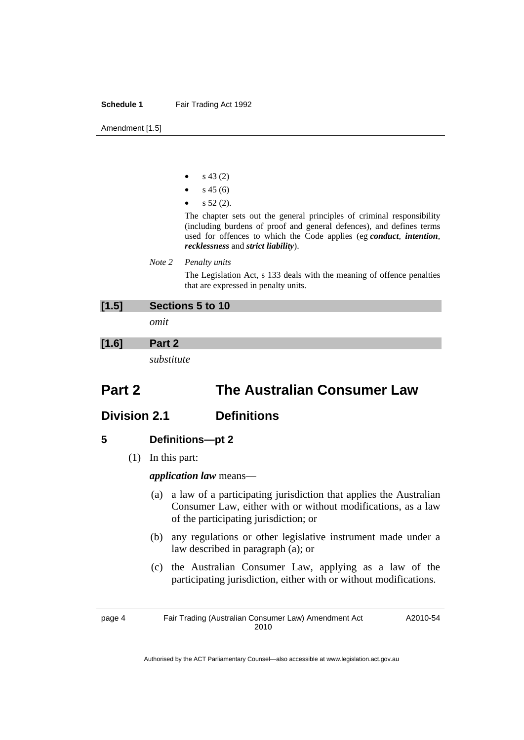- s 43 (2)
- s 45 (6)
- s 52 (2).

The chapter sets out the general principles of criminal responsibility (including burdens of proof and general defences), and defines terms used for offences to which the Code applies (eg ***conduct***, ***intention***, ***recklessness*** and ***strict liability***).

*Note 2* *Penalty units*

The Legislation Act, s 133 deals with the meaning of offence penalties that are expressed in penalty units.

## [1.5] Sections 5 to 10

*omit*

## [1.6] Part 2

*substitute*

# Part 2 The Australian Consumer Law

## Division 2.1 Definitions

### 5 Definitions—pt 2

(1) In this part:

***application law*** means—

(a) a law of a participating jurisdiction that applies the Australian Consumer Law, either with or without modifications, as a law of the participating jurisdiction; or

(b) any regulations or other legislative instrument made under a law described in paragraph (a); or

(c) the Australian Consumer Law, applying as a law of the participating jurisdiction, either with or without modifications.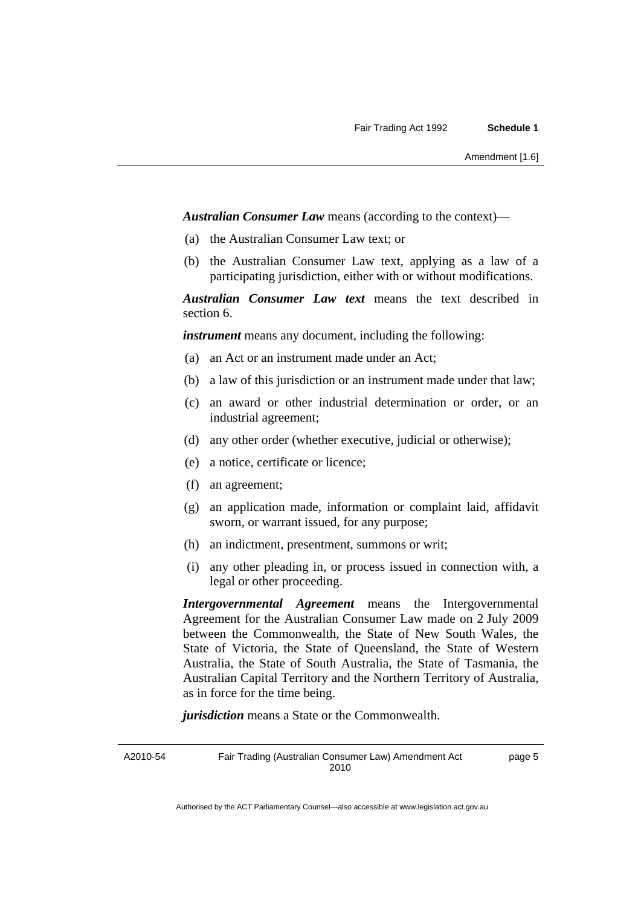***Australian Consumer Law*** means (according to the context)—

(a) the Australian Consumer Law text; or

(b) the Australian Consumer Law text, applying as a law of a participating jurisdiction, either with or without modifications.

***Australian Consumer Law text*** means the text described in section 6.

***instrument*** means any document, including the following:

(a) an Act or an instrument made under an Act;

(b) a law of this jurisdiction or an instrument made under that law;

(c) an award or other industrial determination or order, or an industrial agreement;

(d) any other order (whether executive, judicial or otherwise);

(e) a notice, certificate or licence;

(f) an agreement;

(g) an application made, information or complaint laid, affidavit sworn, or warrant issued, for any purpose;

(h) an indictment, presentment, summons or writ;

(i) any other pleading in, or process issued in connection with, a legal or other proceeding.

***Intergovernmental Agreement*** means the Intergovernmental Agreement for the Australian Consumer Law made on 2 July 2009 between the Commonwealth, the State of New South Wales, the State of Victoria, the State of Queensland, the State of Western Australia, the State of South Australia, the State of Tasmania, the Australian Capital Territory and the Northern Territory of Australia, as in force for the time being.

***jurisdiction*** means a State or the Commonwealth.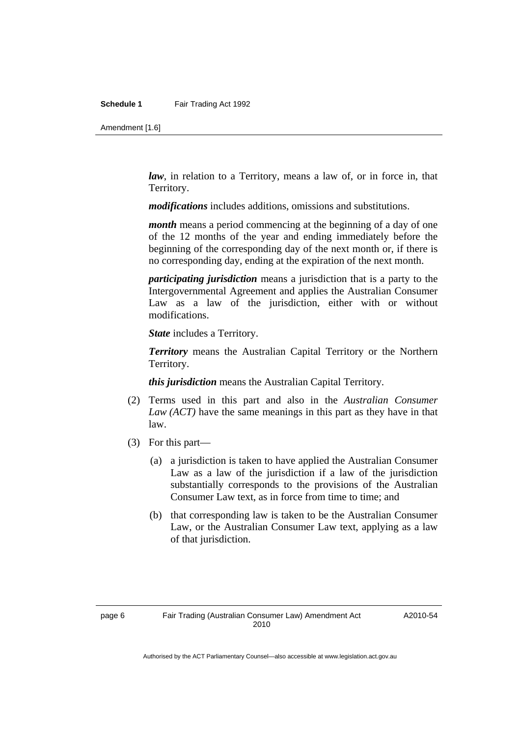***law***, in relation to a Territory, means a law of, or in force in, that Territory.

***modifications*** includes additions, omissions and substitutions.

***month*** means a period commencing at the beginning of a day of one of the 12 months of the year and ending immediately before the beginning of the corresponding day of the next month or, if there is no corresponding day, ending at the expiration of the next month.

***participating jurisdiction*** means a jurisdiction that is a party to the Intergovernmental Agreement and applies the Australian Consumer Law as a law of the jurisdiction, either with or without modifications.

***State*** includes a Territory.

***Territory*** means the Australian Capital Territory or the Northern Territory.

***this jurisdiction*** means the Australian Capital Territory.

(2) Terms used in this part and also in the *Australian Consumer Law (ACT)* have the same meanings in this part as they have in that law.

(3) For this part—

(a) a jurisdiction is taken to have applied the Australian Consumer Law as a law of the jurisdiction if a law of the jurisdiction substantially corresponds to the provisions of the Australian Consumer Law text, as in force from time to time; and

(b) that corresponding law is taken to be the Australian Consumer Law, or the Australian Consumer Law text, applying as a law of that jurisdiction.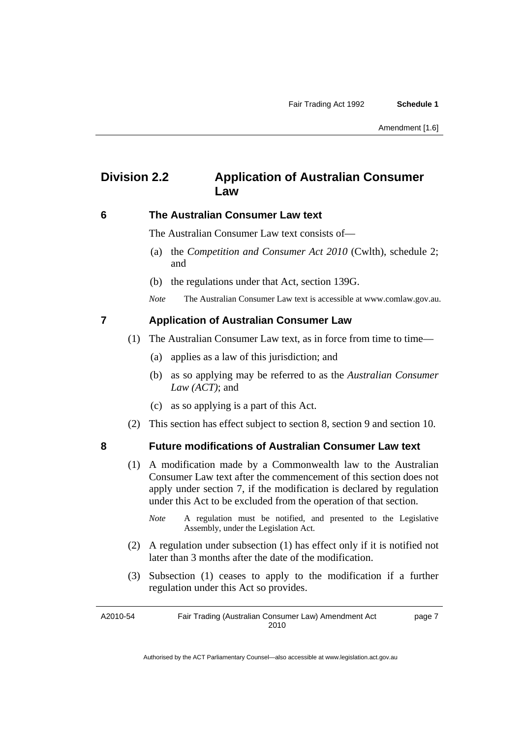## Division 2.2 Application of Australian Consumer Law

### 6 The Australian Consumer Law text

The Australian Consumer Law text consists of—

(a) the *Competition and Consumer Act 2010* (Cwlth), schedule 2; and

(b) the regulations under that Act, section 139G.

*Note* The Australian Consumer Law text is accessible at www.comlaw.gov.au.

### 7 Application of Australian Consumer Law

(1) The Australian Consumer Law text, as in force from time to time—

(a) applies as a law of this jurisdiction; and

(b) as so applying may be referred to as the *Australian Consumer Law (ACT)*; and

(c) as so applying is a part of this Act.

(2) This section has effect subject to section 8, section 9 and section 10.

### 8 Future modifications of Australian Consumer Law text

(1) A modification made by a Commonwealth law to the Australian Consumer Law text after the commencement of this section does not apply under section 7, if the modification is declared by regulation under this Act to be excluded from the operation of that section.

*Note* A regulation must be notified, and presented to the Legislative Assembly, under the Legislation Act.

(2) A regulation under subsection (1) has effect only if it is notified not later than 3 months after the date of the modification.

(3) Subsection (1) ceases to apply to the modification if a further regulation under this Act so provides.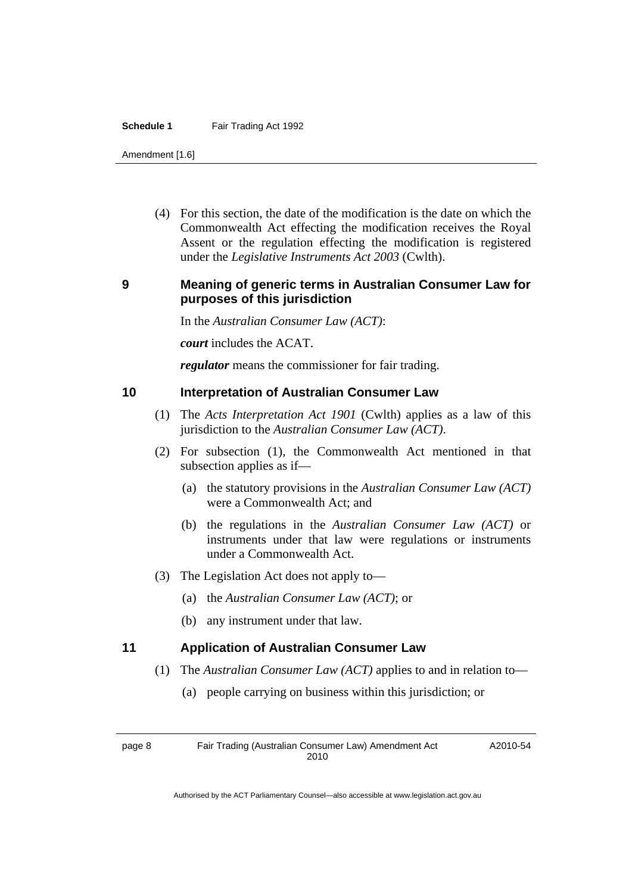(4) For this section, the date of the modification is the date on which the Commonwealth Act effecting the modification receives the Royal Assent or the regulation effecting the modification is registered under the *Legislative Instruments Act 2003* (Cwlth).

### 9 Meaning of generic terms in Australian Consumer Law for purposes of this jurisdiction

In the *Australian Consumer Law (ACT)*:

***court*** includes the ACAT.

***regulator*** means the commissioner for fair trading.

### 10 Interpretation of Australian Consumer Law

(1) The *Acts Interpretation Act 1901* (Cwlth) applies as a law of this jurisdiction to the *Australian Consumer Law (ACT)*.

(2) For subsection (1), the Commonwealth Act mentioned in that subsection applies as if—

(a) the statutory provisions in the *Australian Consumer Law (ACT)* were a Commonwealth Act; and

(b) the regulations in the *Australian Consumer Law (ACT)* or instruments under that law were regulations or instruments under a Commonwealth Act.

(3) The Legislation Act does not apply to—

(a) the *Australian Consumer Law (ACT)*; or

(b) any instrument under that law.

### 11 Application of Australian Consumer Law

(1) The *Australian Consumer Law (ACT)* applies to and in relation to—

(a) people carrying on business within this jurisdiction; or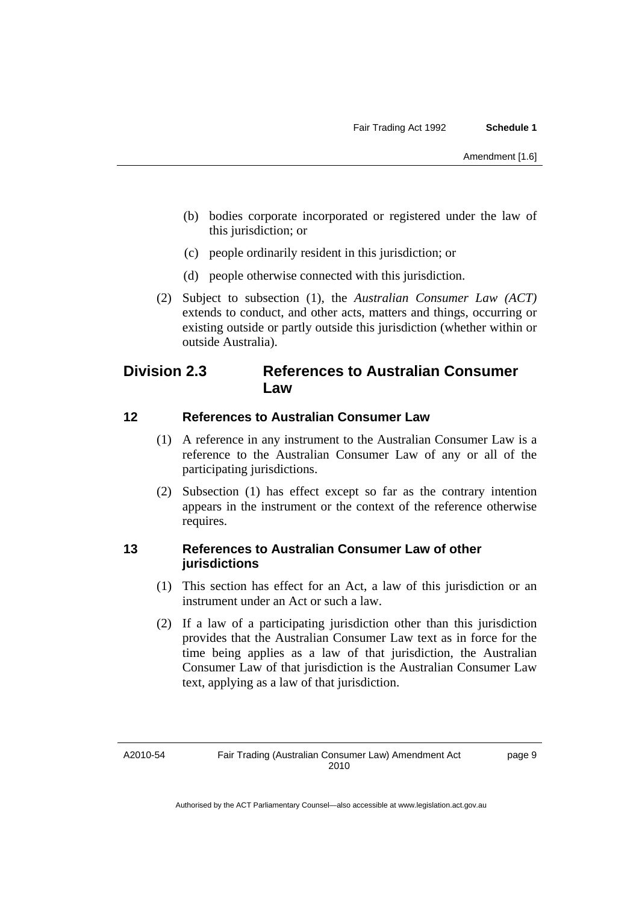(b) bodies corporate incorporated or registered under the law of this jurisdiction; or

(c) people ordinarily resident in this jurisdiction; or

(d) people otherwise connected with this jurisdiction.

(2) Subject to subsection (1), the *Australian Consumer Law (ACT)* extends to conduct, and other acts, matters and things, occurring or existing outside or partly outside this jurisdiction (whether within or outside Australia).

## Division 2.3 References to Australian Consumer Law

### 12 References to Australian Consumer Law

(1) A reference in any instrument to the Australian Consumer Law is a reference to the Australian Consumer Law of any or all of the participating jurisdictions.

(2) Subsection (1) has effect except so far as the contrary intention appears in the instrument or the context of the reference otherwise requires.

### 13 References to Australian Consumer Law of other jurisdictions

(1) This section has effect for an Act, a law of this jurisdiction or an instrument under an Act or such a law.

(2) If a law of a participating jurisdiction other than this jurisdiction provides that the Australian Consumer Law text as in force for the time being applies as a law of that jurisdiction, the Australian Consumer Law of that jurisdiction is the Australian Consumer Law text, applying as a law of that jurisdiction.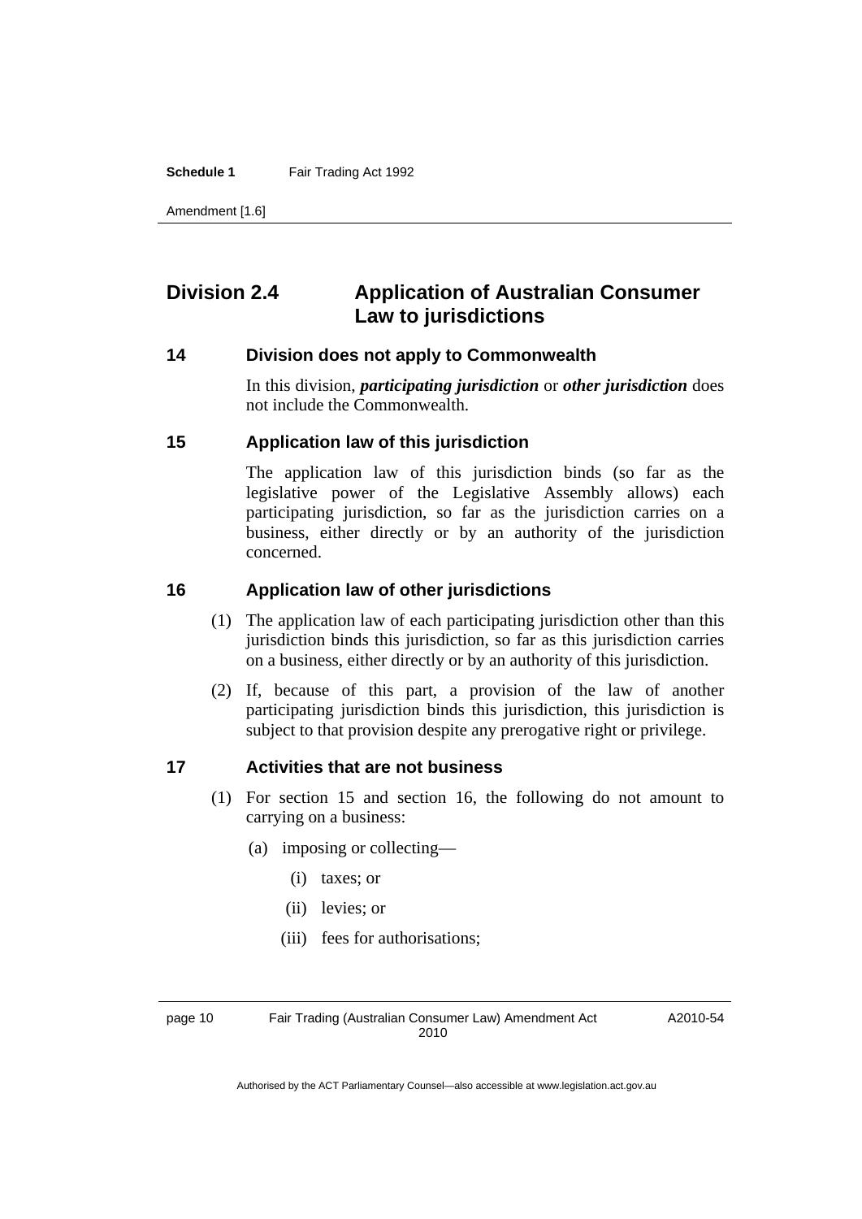## Division 2.4 Application of Australian Consumer Law to jurisdictions

### 14 Division does not apply to Commonwealth

In this division, ***participating jurisdiction*** or ***other jurisdiction*** does not include the Commonwealth.

### 15 Application law of this jurisdiction

The application law of this jurisdiction binds (so far as the legislative power of the Legislative Assembly allows) each participating jurisdiction, so far as the jurisdiction carries on a business, either directly or by an authority of the jurisdiction concerned.

### 16 Application law of other jurisdictions

(1) The application law of each participating jurisdiction other than this jurisdiction binds this jurisdiction, so far as this jurisdiction carries on a business, either directly or by an authority of this jurisdiction.

(2) If, because of this part, a provision of the law of another participating jurisdiction binds this jurisdiction, this jurisdiction is subject to that provision despite any prerogative right or privilege.

### 17 Activities that are not business

(1) For section 15 and section 16, the following do not amount to carrying on a business:

(a) imposing or collecting—

(i) taxes; or

(ii) levies; or

(iii) fees for authorisations;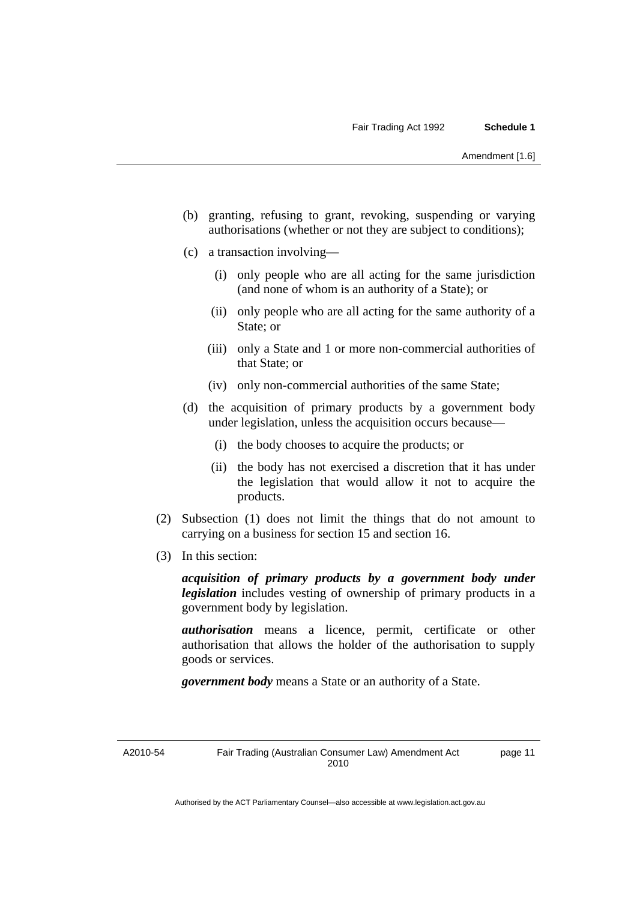(b) granting, refusing to grant, revoking, suspending or varying authorisations (whether or not they are subject to conditions);

(c) a transaction involving—

  (i) only people who are all acting for the same jurisdiction (and none of whom is an authority of a State); or

  (ii) only people who are all acting for the same authority of a State; or

  (iii) only a State and 1 or more non-commercial authorities of that State; or

  (iv) only non-commercial authorities of the same State;

(d) the acquisition of primary products by a government body under legislation, unless the acquisition occurs because—

  (i) the body chooses to acquire the products; or

  (ii) the body has not exercised a discretion that it has under the legislation that would allow it not to acquire the products.

(2) Subsection (1) does not limit the things that do not amount to carrying on a business for section 15 and section 16.

(3) In this section:

***acquisition of primary products by a government body under legislation*** includes vesting of ownership of primary products in a government body by legislation.

***authorisation*** means a licence, permit, certificate or other authorisation that allows the holder of the authorisation to supply goods or services.

***government body*** means a State or an authority of a State.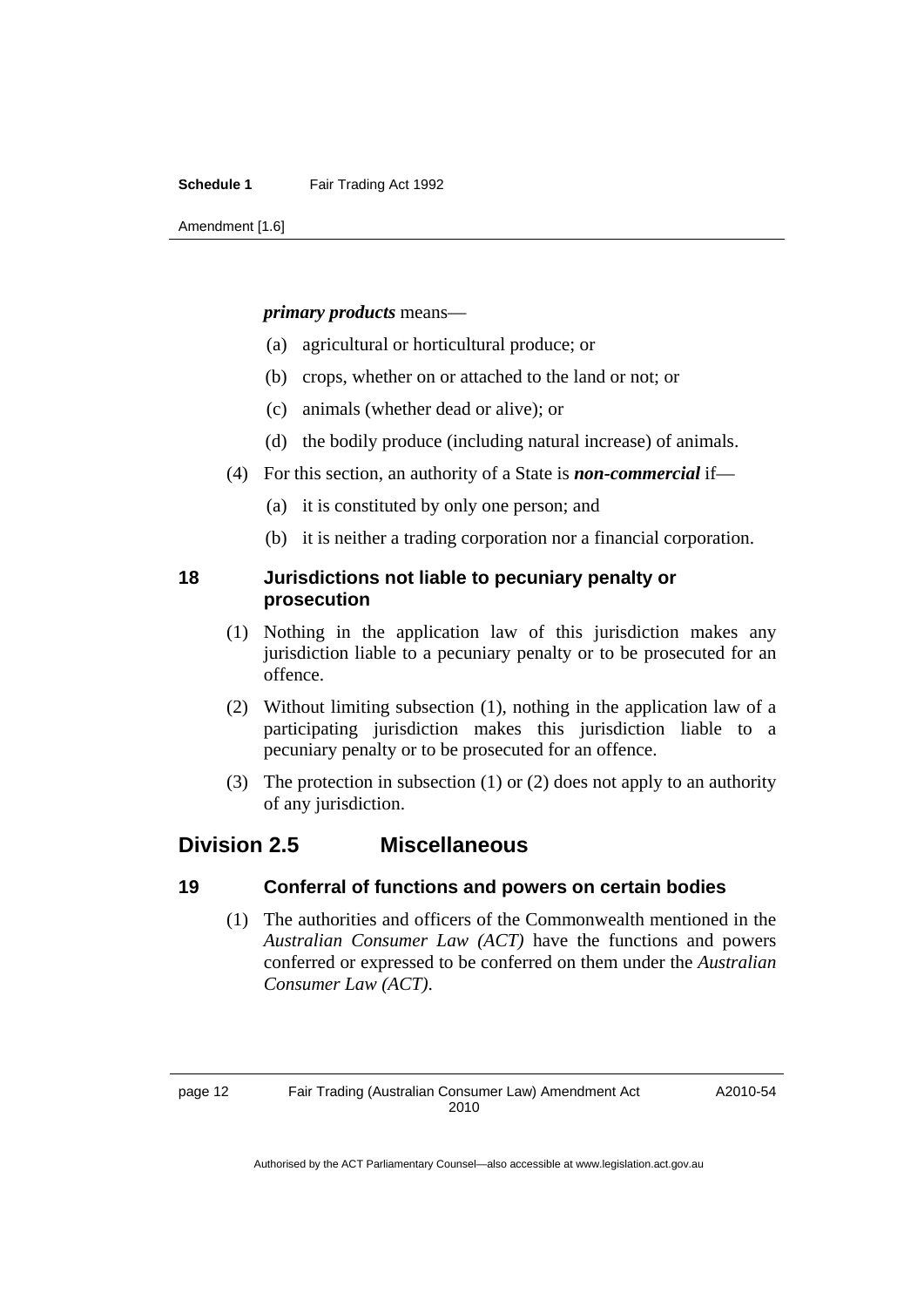***primary products*** means—

(a) agricultural or horticultural produce; or

(b) crops, whether on or attached to the land or not; or

(c) animals (whether dead or alive); or

(d) the bodily produce (including natural increase) of animals.

(4) For this section, an authority of a State is ***non-commercial*** if—

(a) it is constituted by only one person; and

(b) it is neither a trading corporation nor a financial corporation.

### 18 Jurisdictions not liable to pecuniary penalty or prosecution

(1) Nothing in the application law of this jurisdiction makes any jurisdiction liable to a pecuniary penalty or to be prosecuted for an offence.

(2) Without limiting subsection (1), nothing in the application law of a participating jurisdiction makes this jurisdiction liable to a pecuniary penalty or to be prosecuted for an offence.

(3) The protection in subsection (1) or (2) does not apply to an authority of any jurisdiction.

## Division 2.5 Miscellaneous

### 19 Conferral of functions and powers on certain bodies

(1) The authorities and officers of the Commonwealth mentioned in the *Australian Consumer Law (ACT)* have the functions and powers conferred or expressed to be conferred on them under the *Australian Consumer Law (ACT)*.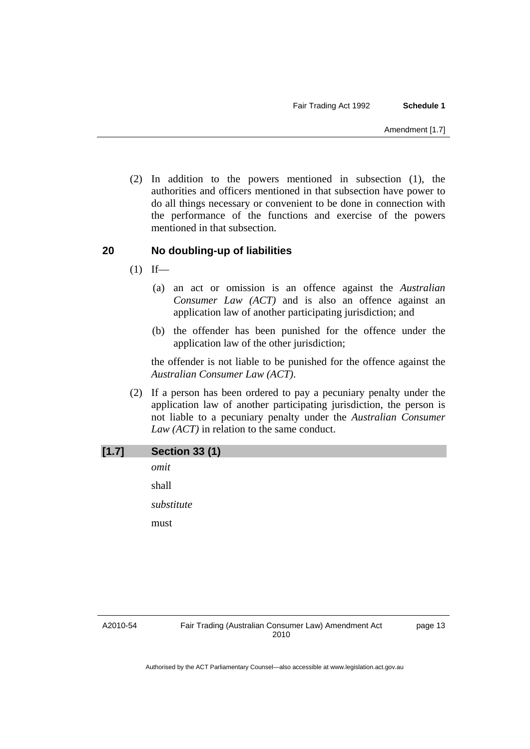(2) In addition to the powers mentioned in subsection (1), the authorities and officers mentioned in that subsection have power to do all things necessary or convenient to be done in connection with the performance of the functions and exercise of the powers mentioned in that subsection.

### 20 No doubling-up of liabilities

(1) If—

(a) an act or omission is an offence against the *Australian Consumer Law (ACT)* and is also an offence against an application law of another participating jurisdiction; and

(b) the offender has been punished for the offence under the application law of the other jurisdiction;

the offender is not liable to be punished for the offence against the *Australian Consumer Law (ACT)*.

(2) If a person has been ordered to pay a pecuniary penalty under the application law of another participating jurisdiction, the person is not liable to a pecuniary penalty under the *Australian Consumer Law (ACT)* in relation to the same conduct.

### [1.7] Section 33 (1)

*omit*

shall

*substitute*

must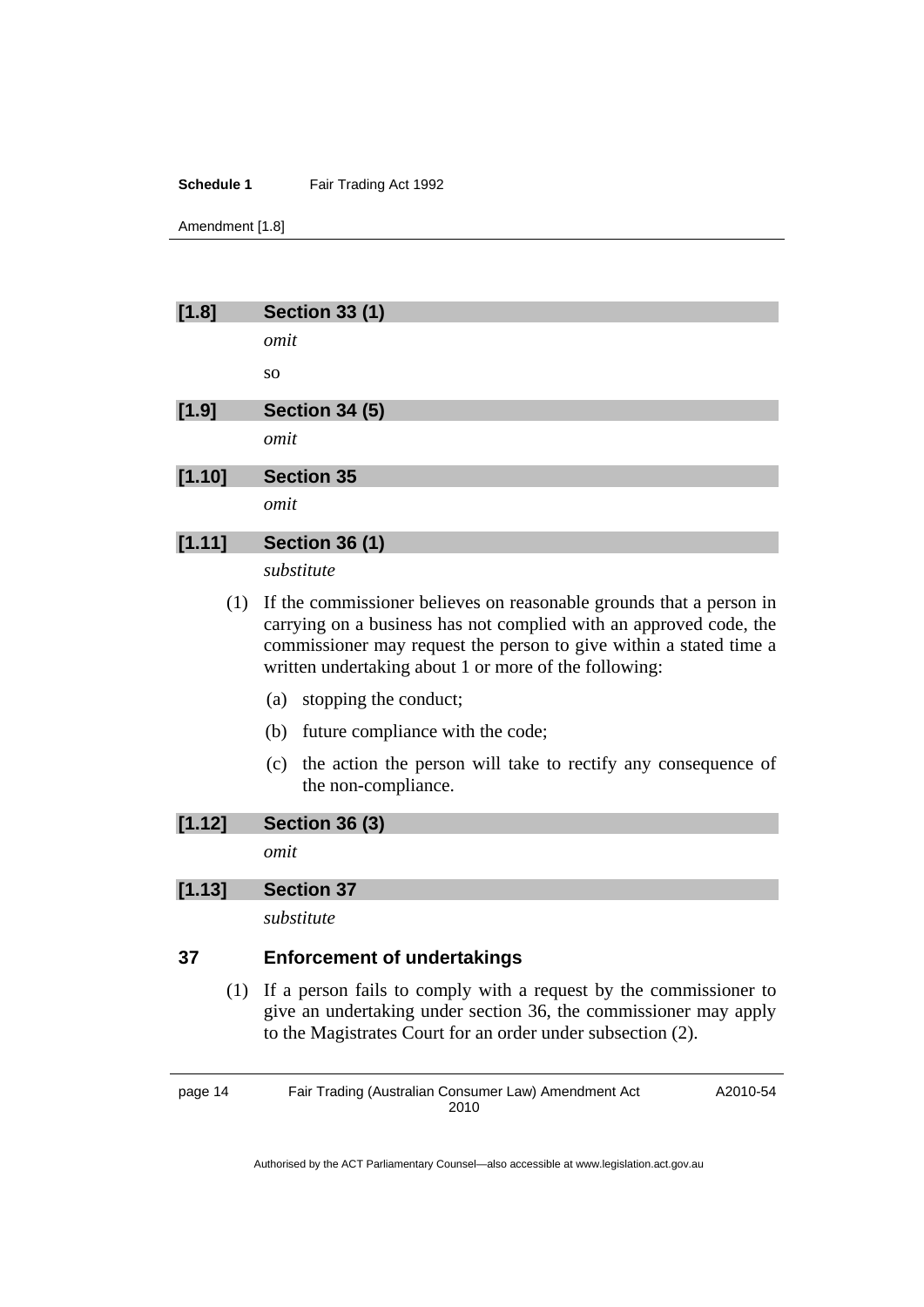**[1.8] Section 33 (1)**

*omit*

so

**[1.9] Section 34 (5)**

*omit*

**[1.10] Section 35**

*omit*

**[1.11] Section 36 (1)**

*substitute*

(1) If the commissioner believes on reasonable grounds that a person in carrying on a business has not complied with an approved code, the commissioner may request the person to give within a stated time a written undertaking about 1 or more of the following:

(a) stopping the conduct;

(b) future compliance with the code;

(c) the action the person will take to rectify any consequence of the non-compliance.

**[1.12] Section 36 (3)**

*omit*

**[1.13] Section 37**

*substitute*

### 37 Enforcement of undertakings

(1) If a person fails to comply with a request by the commissioner to give an undertaking under section 36, the commissioner may apply to the Magistrates Court for an order under subsection (2).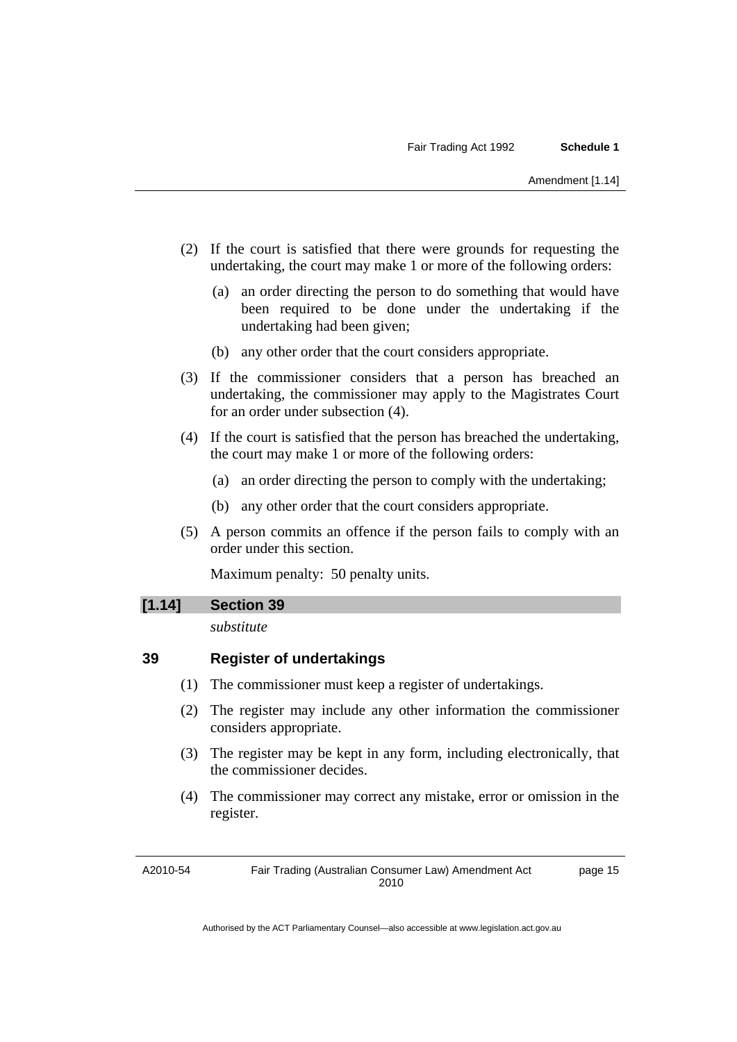(2) If the court is satisfied that there were grounds for requesting the undertaking, the court may make 1 or more of the following orders:

   (a) an order directing the person to do something that would have been required to be done under the undertaking if the undertaking had been given;

   (b) any other order that the court considers appropriate.

(3) If the commissioner considers that a person has breached an undertaking, the commissioner may apply to the Magistrates Court for an order under subsection (4).

(4) If the court is satisfied that the person has breached the undertaking, the court may make 1 or more of the following orders:

   (a) an order directing the person to comply with the undertaking;

   (b) any other order that the court considers appropriate.

(5) A person commits an offence if the person fails to comply with an order under this section.

Maximum penalty: 50 penalty units.

## [1.14] Section 39

*substitute*

### 39 Register of undertakings

(1) The commissioner must keep a register of undertakings.

(2) The register may include any other information the commissioner considers appropriate.

(3) The register may be kept in any form, including electronically, that the commissioner decides.

(4) The commissioner may correct any mistake, error or omission in the register.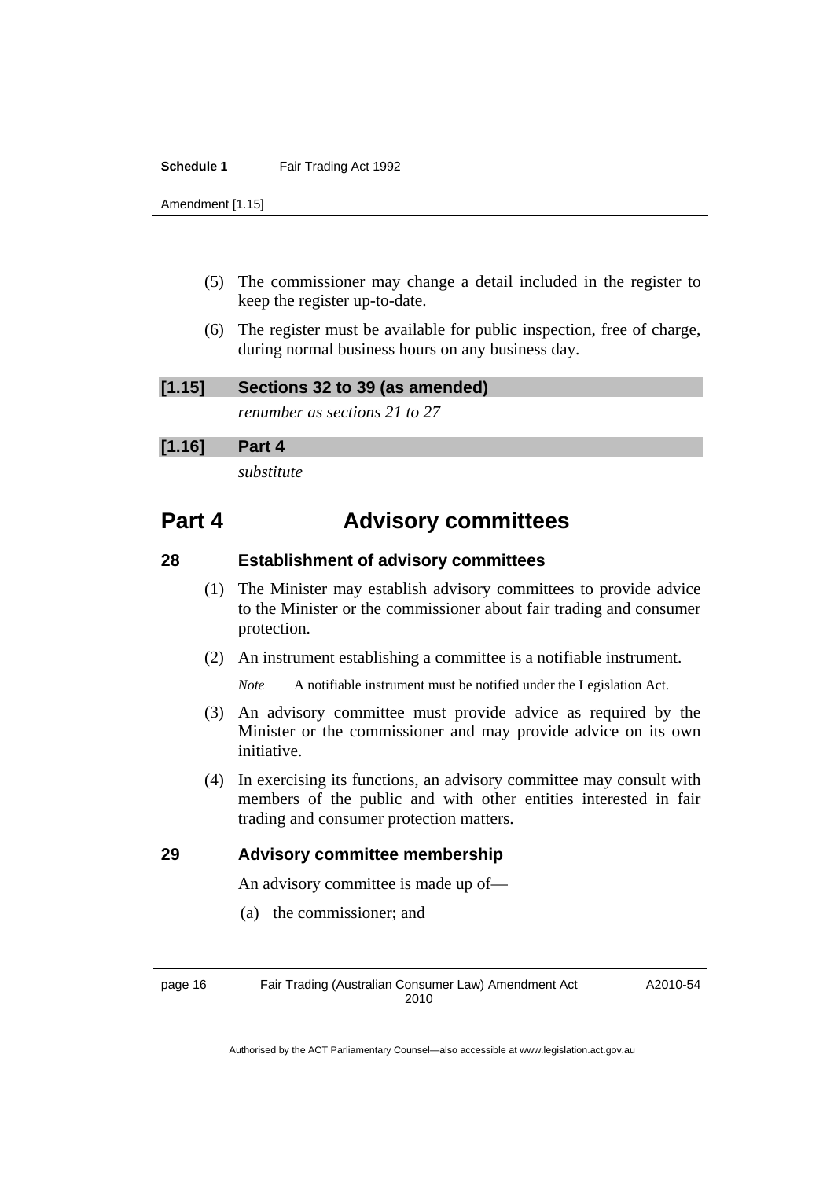(5) The commissioner may change a detail included in the register to keep the register up-to-date.

(6) The register must be available for public inspection, free of charge, during normal business hours on any business day.

**[1.15] Sections 32 to 39 (as amended)**

*renumber as sections 21 to 27*

**[1.16] Part 4**

*substitute*

# Part 4 Advisory committees

### 28 Establishment of advisory committees

(1) The Minister may establish advisory committees to provide advice to the Minister or the commissioner about fair trading and consumer protection.

(2) An instrument establishing a committee is a notifiable instrument.

*Note* A notifiable instrument must be notified under the Legislation Act.

(3) An advisory committee must provide advice as required by the Minister or the commissioner and may provide advice on its own initiative.

(4) In exercising its functions, an advisory committee may consult with members of the public and with other entities interested in fair trading and consumer protection matters.

### 29 Advisory committee membership

An advisory committee is made up of—

(a) the commissioner; and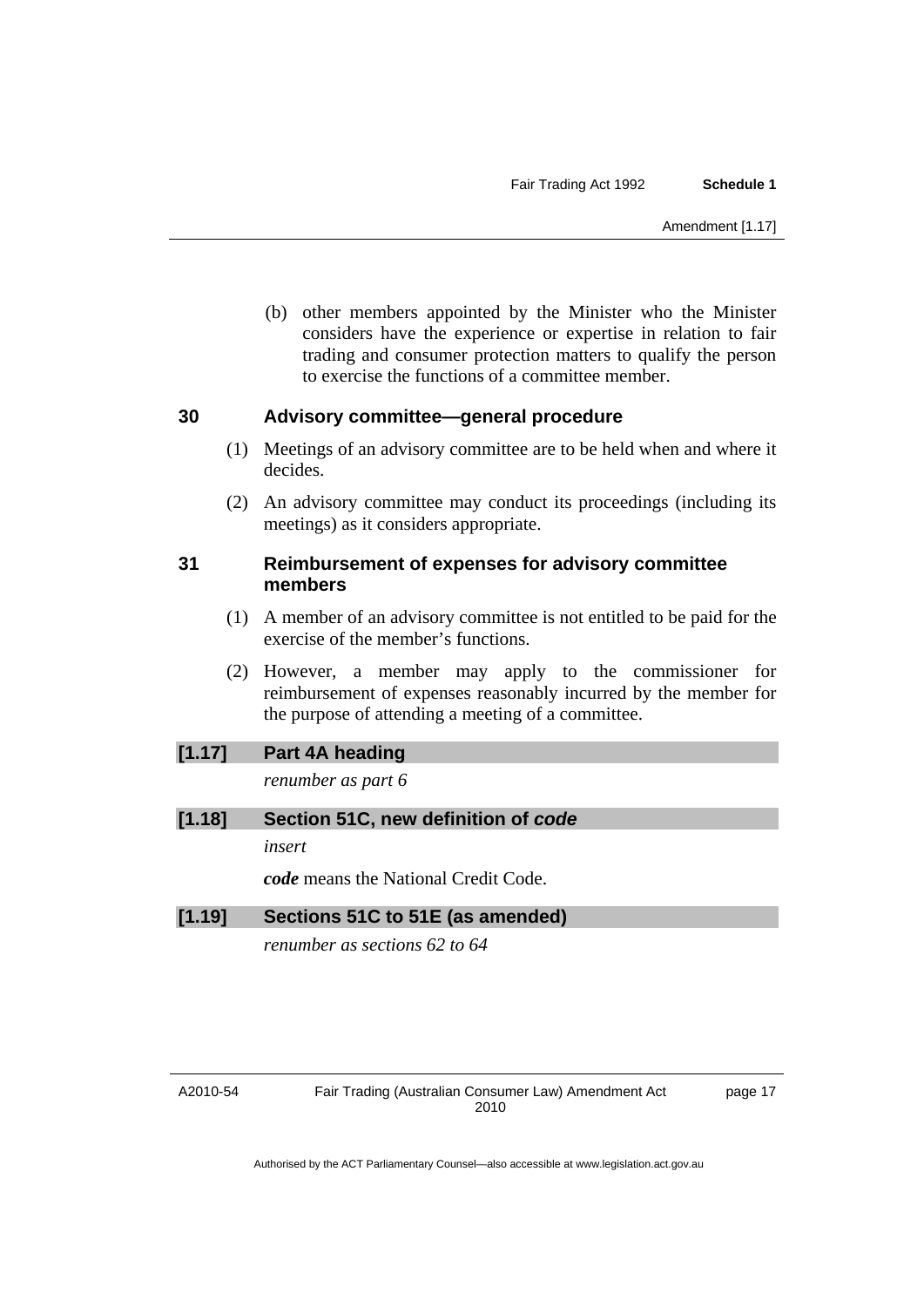(b) other members appointed by the Minister who the Minister considers have the experience or expertise in relation to fair trading and consumer protection matters to qualify the person to exercise the functions of a committee member.

### 30 Advisory committee—general procedure

(1) Meetings of an advisory committee are to be held when and where it decides.

(2) An advisory committee may conduct its proceedings (including its meetings) as it considers appropriate.

### 31 Reimbursement of expenses for advisory committee members

(1) A member of an advisory committee is not entitled to be paid for the exercise of the member's functions.

(2) However, a member may apply to the commissioner for reimbursement of expenses reasonably incurred by the member for the purpose of attending a meeting of a committee.

### [1.17] Part 4A heading

*renumber as part 6*

### [1.18] Section 51C, new definition of *code*

*insert*

***code*** means the National Credit Code.

### [1.19] Sections 51C to 51E (as amended)

*renumber as sections 62 to 64*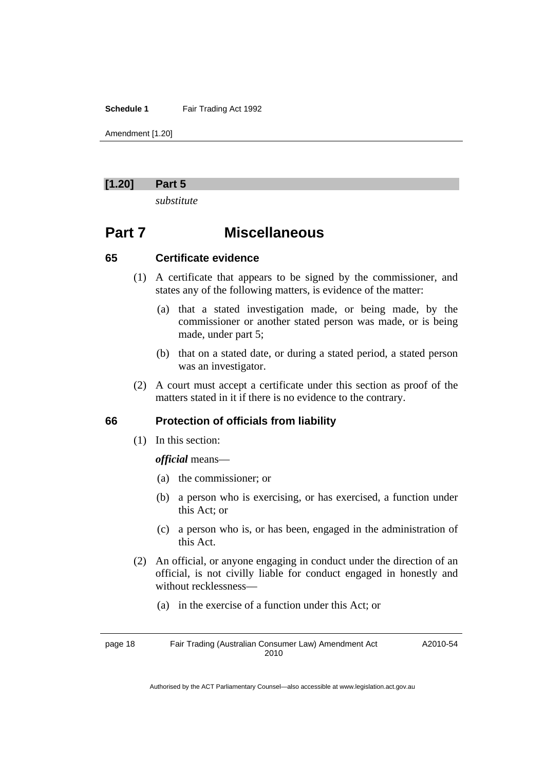**[1.20] Part 5**

*substitute*

# Part 7 Miscellaneous

### 65 Certificate evidence

(1) A certificate that appears to be signed by the commissioner, and states any of the following matters, is evidence of the matter:

(a) that a stated investigation made, or being made, by the commissioner or another stated person was made, or is being made, under part 5;

(b) that on a stated date, or during a stated period, a stated person was an investigator.

(2) A court must accept a certificate under this section as proof of the matters stated in it if there is no evidence to the contrary.

### 66 Protection of officials from liability

(1) In this section:

***official*** means—

(a) the commissioner; or

(b) a person who is exercising, or has exercised, a function under this Act; or

(c) a person who is, or has been, engaged in the administration of this Act.

(2) An official, or anyone engaging in conduct under the direction of an official, is not civilly liable for conduct engaged in honestly and without recklessness—

(a) in the exercise of a function under this Act; or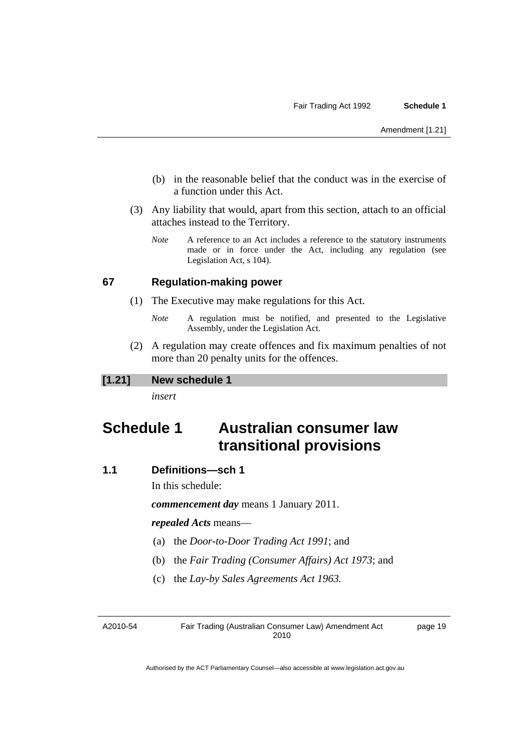(b) in the reasonable belief that the conduct was in the exercise of a function under this Act.

(3) Any liability that would, apart from this section, attach to an official attaches instead to the Territory.

*Note* A reference to an Act includes a reference to the statutory instruments made or in force under the Act, including any regulation (see Legislation Act, s 104).

### 67 Regulation-making power

(1) The Executive may make regulations for this Act.

*Note* A regulation must be notified, and presented to the Legislative Assembly, under the Legislation Act.

(2) A regulation may create offences and fix maximum penalties of not more than 20 penalty units for the offences.

### [1.21] New schedule 1

*insert*

# Schedule 1 Australian consumer law transitional provisions

### 1.1 Definitions—sch 1

In this schedule:

***commencement day*** means 1 January 2011.

***repealed Acts*** means—

(a) the *Door-to-Door Trading Act 1991*; and

(b) the *Fair Trading (Consumer Affairs) Act 1973*; and

(c) the *Lay-by Sales Agreements Act 1963.*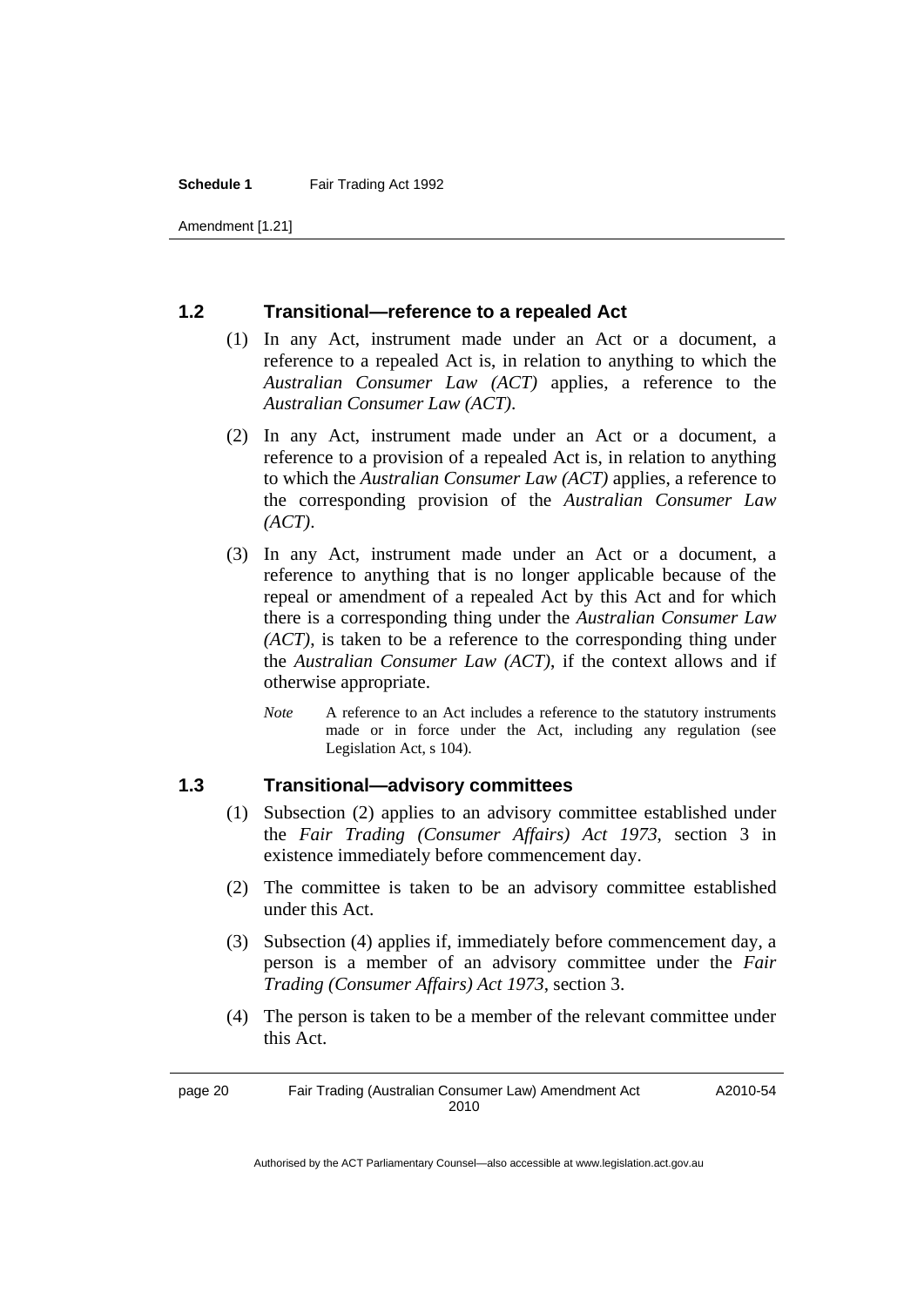### 1.2 Transitional—reference to a repealed Act

(1) In any Act, instrument made under an Act or a document, a reference to a repealed Act is, in relation to anything to which the *Australian Consumer Law (ACT)* applies, a reference to the *Australian Consumer Law (ACT)*.

(2) In any Act, instrument made under an Act or a document, a reference to a provision of a repealed Act is, in relation to anything to which the *Australian Consumer Law (ACT)* applies, a reference to the corresponding provision of the *Australian Consumer Law (ACT)*.

(3) In any Act, instrument made under an Act or a document, a reference to anything that is no longer applicable because of the repeal or amendment of a repealed Act by this Act and for which there is a corresponding thing under the *Australian Consumer Law (ACT)*, is taken to be a reference to the corresponding thing under the *Australian Consumer Law (ACT)*, if the context allows and if otherwise appropriate.

*Note* A reference to an Act includes a reference to the statutory instruments made or in force under the Act, including any regulation (see Legislation Act, s 104).

### 1.3 Transitional—advisory committees

(1) Subsection (2) applies to an advisory committee established under the *Fair Trading (Consumer Affairs) Act 1973*, section 3 in existence immediately before commencement day.

(2) The committee is taken to be an advisory committee established under this Act.

(3) Subsection (4) applies if, immediately before commencement day, a person is a member of an advisory committee under the *Fair Trading (Consumer Affairs) Act 1973*, section 3.

(4) The person is taken to be a member of the relevant committee under this Act.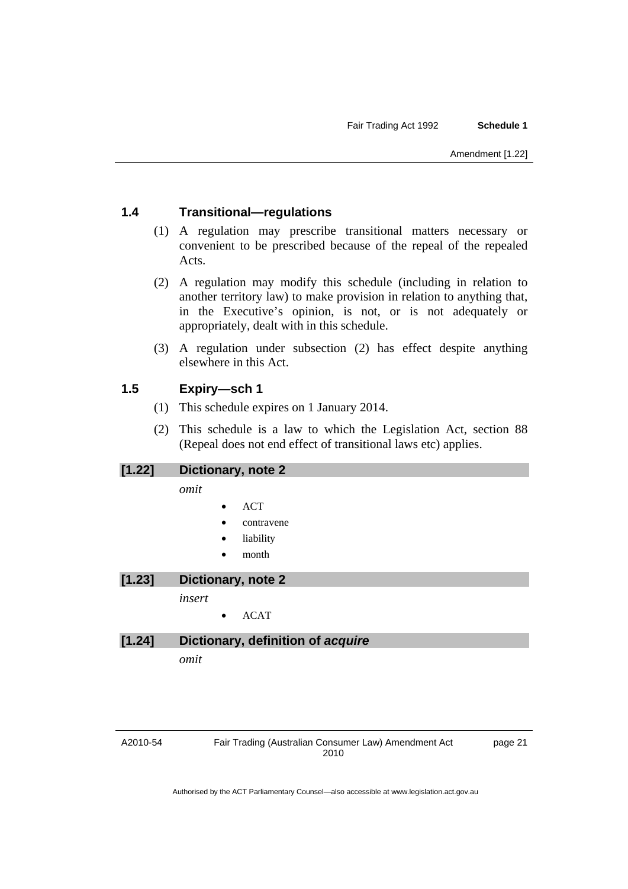### 1.4 Transitional—regulations

(1) A regulation may prescribe transitional matters necessary or convenient to be prescribed because of the repeal of the repealed Acts.

(2) A regulation may modify this schedule (including in relation to another territory law) to make provision in relation to anything that, in the Executive's opinion, is not, or is not adequately or appropriately, dealt with in this schedule.

(3) A regulation under subsection (2) has effect despite anything elsewhere in this Act.

### 1.5 Expiry—sch 1

(1) This schedule expires on 1 January 2014.

(2) This schedule is a law to which the Legislation Act, section 88 (Repeal does not end effect of transitional laws etc) applies.

### [1.22] Dictionary, note 2

*omit*

- ACT
- contravene
- liability
- month

### [1.23] Dictionary, note 2

*insert*

- ACAT

### [1.24] Dictionary, definition of ***acquire***

*omit*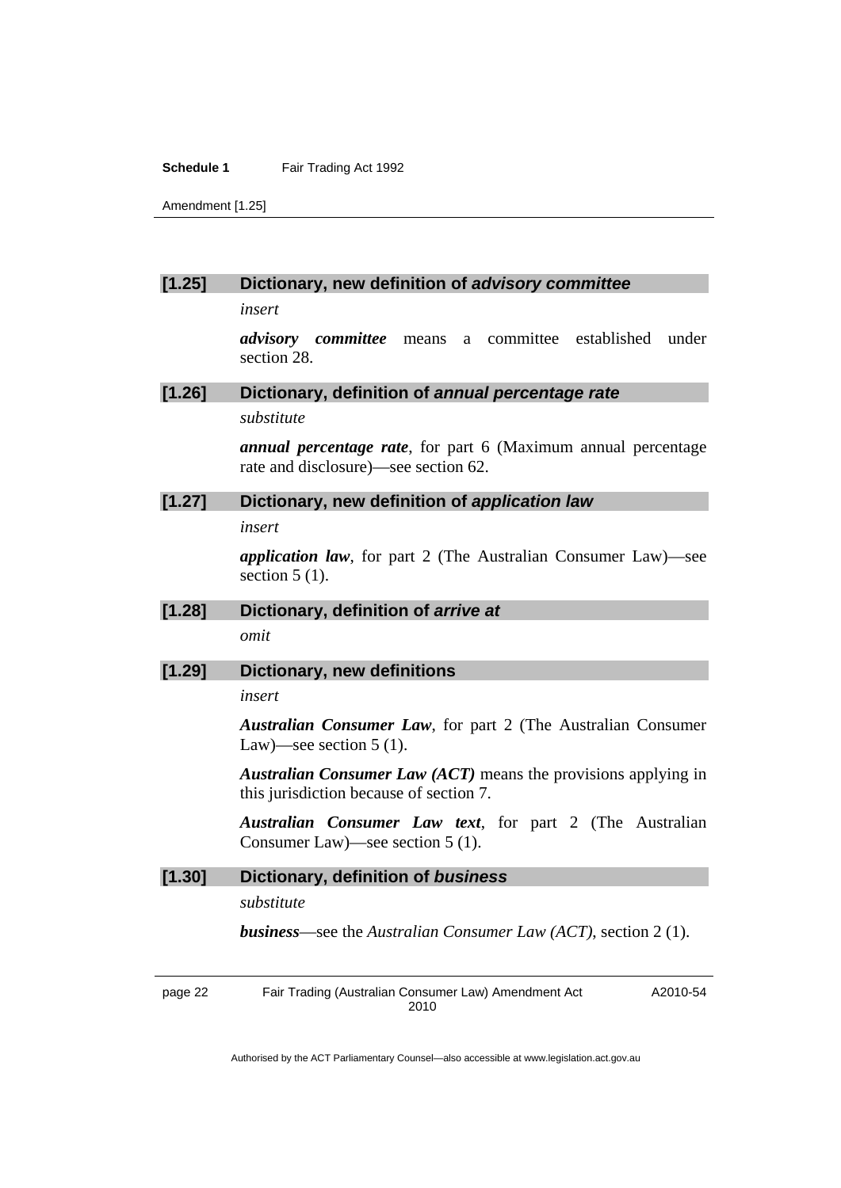### [1.25] Dictionary, new definition of *advisory committee*

*insert*

***advisory committee*** means a committee established under section 28.

### [1.26] Dictionary, definition of *annual percentage rate*

*substitute*

***annual percentage rate***, for part 6 (Maximum annual percentage rate and disclosure)—see section 62.

### [1.27] Dictionary, new definition of *application law*

*insert*

***application law***, for part 2 (The Australian Consumer Law)—see section 5 (1).

### [1.28] Dictionary, definition of *arrive at*

*omit*

### [1.29] Dictionary, new definitions

*insert*

***Australian Consumer Law***, for part 2 (The Australian Consumer Law)—see section 5 (1).

***Australian Consumer Law (ACT)*** means the provisions applying in this jurisdiction because of section 7.

***Australian Consumer Law text***, for part 2 (The Australian Consumer Law)—see section 5 (1).

### [1.30] Dictionary, definition of *business*

*substitute*

***business***—see the *Australian Consumer Law (ACT)*, section 2 (1).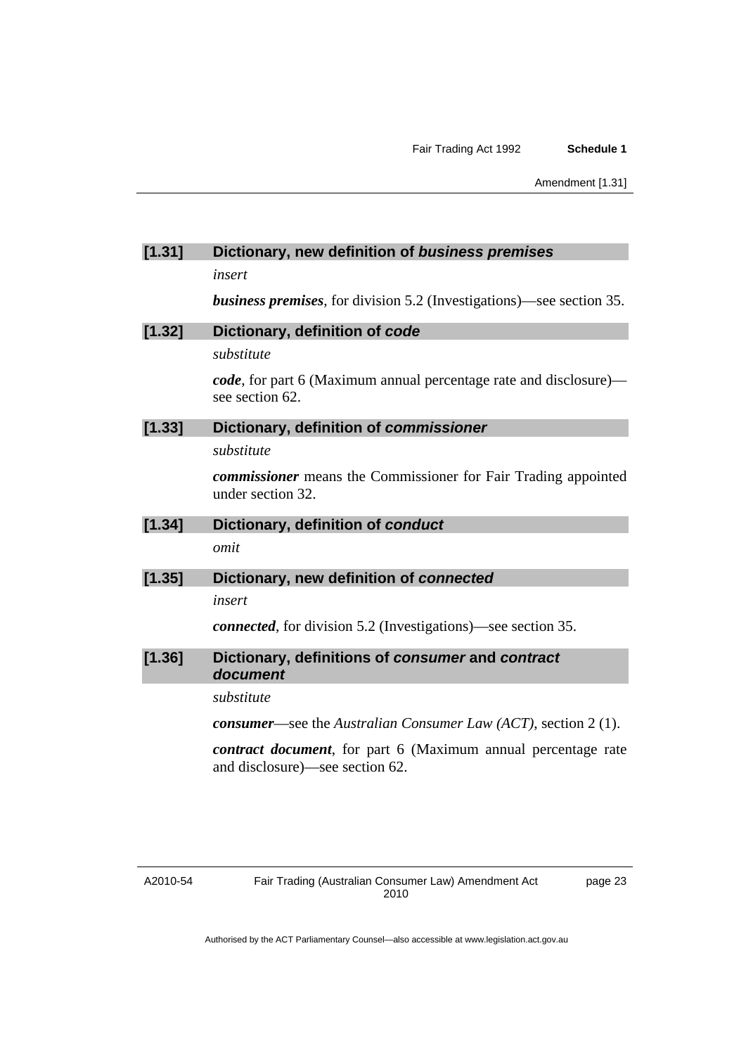### [1.31] Dictionary, new definition of *business premises*

*insert*

***business premises***, for division 5.2 (Investigations)—see section 35.

### [1.32] Dictionary, definition of *code*

*substitute*

***code***, for part 6 (Maximum annual percentage rate and disclosure)—see section 62.

### [1.33] Dictionary, definition of *commissioner*

*substitute*

***commissioner*** means the Commissioner for Fair Trading appointed under section 32.

### [1.34] Dictionary, definition of *conduct*

*omit*

### [1.35] Dictionary, new definition of *connected*

*insert*

***connected***, for division 5.2 (Investigations)—see section 35.

### [1.36] Dictionary, definitions of *consumer* and *contract document*

*substitute*

***consumer***—see the *Australian Consumer Law (ACT)*, section 2 (1).

***contract document***, for part 6 (Maximum annual percentage rate and disclosure)—see section 62.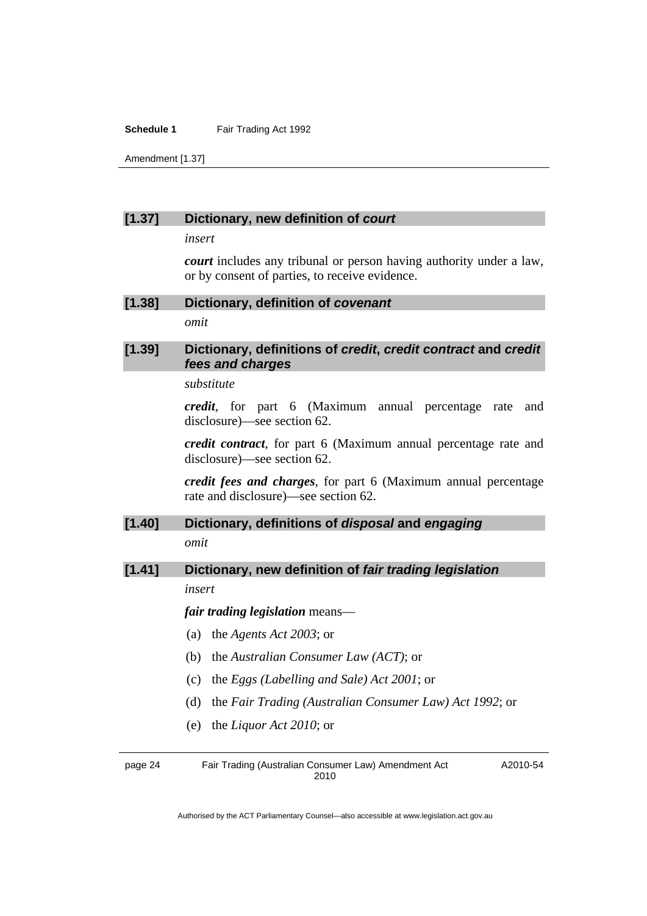### [1.37] Dictionary, new definition of *court*

*insert*

***court*** includes any tribunal or person having authority under a law, or by consent of parties, to receive evidence.

### [1.38] Dictionary, definition of *covenant*

*omit*

### [1.39] Dictionary, definitions of *credit*, *credit contract* and *credit fees and charges*

*substitute*

***credit***, for part 6 (Maximum annual percentage rate and disclosure)—see section 62.

***credit contract***, for part 6 (Maximum annual percentage rate and disclosure)—see section 62.

***credit fees and charges***, for part 6 (Maximum annual percentage rate and disclosure)—see section 62.

### [1.40] Dictionary, definitions of *disposal* and *engaging*

*omit*

### [1.41] Dictionary, new definition of *fair trading legislation*

*insert*

***fair trading legislation*** means—

(a) the *Agents Act 2003*; or

(b) the *Australian Consumer Law (ACT)*; or

(c) the *Eggs (Labelling and Sale) Act 2001*; or

(d) the *Fair Trading (Australian Consumer Law) Act 1992*; or

(e) the *Liquor Act 2010*; or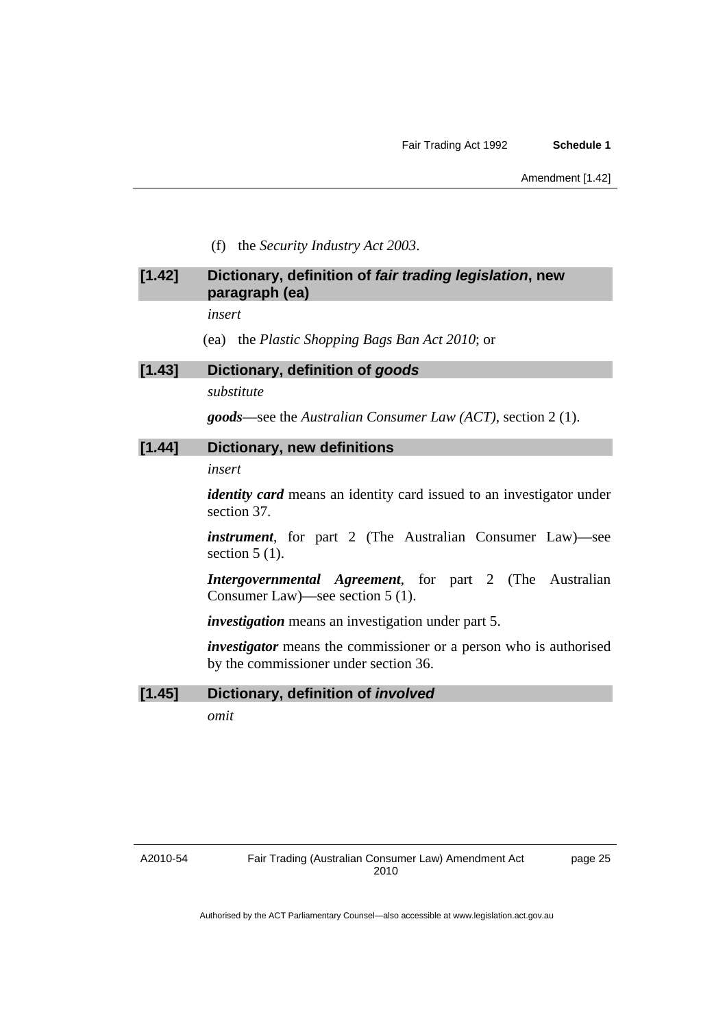(f) the *Security Industry Act 2003*.

### [1.42] Dictionary, definition of *fair trading legislation*, new paragraph (ea)

*insert*

(ea) the *Plastic Shopping Bags Ban Act 2010*; or

### [1.43] Dictionary, definition of *goods*

*substitute*

***goods***—see the *Australian Consumer Law (ACT)*, section 2 (1).

### [1.44] Dictionary, new definitions

*insert*

***identity card*** means an identity card issued to an investigator under section 37.

***instrument***, for part 2 (The Australian Consumer Law)—see section 5 (1).

***Intergovernmental Agreement***, for part 2 (The Australian Consumer Law)—see section 5 (1).

***investigation*** means an investigation under part 5.

***investigator*** means the commissioner or a person who is authorised by the commissioner under section 36.

### [1.45] Dictionary, definition of *involved*

*omit*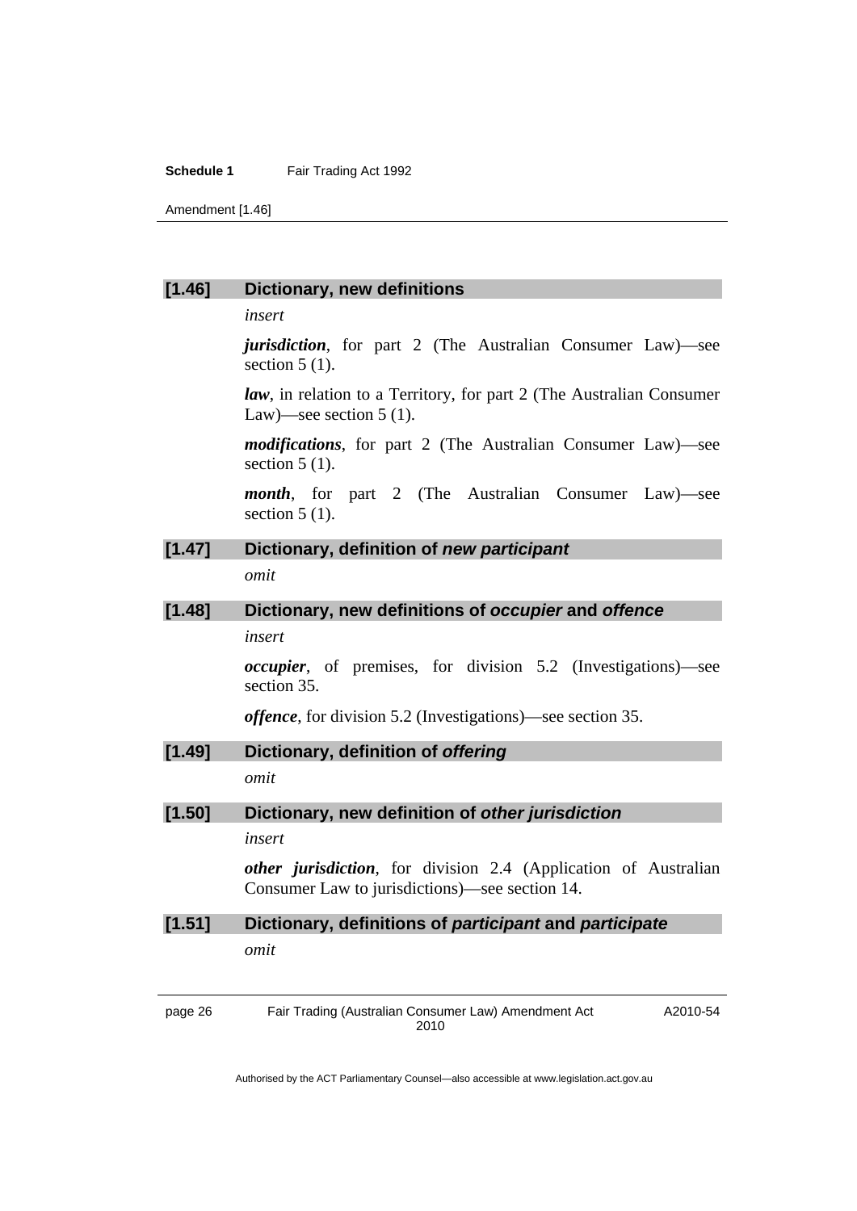### [1.46] Dictionary, new definitions

*insert*

***jurisdiction***, for part 2 (The Australian Consumer Law)—see section 5 (1).

***law***, in relation to a Territory, for part 2 (The Australian Consumer Law)—see section 5 (1).

***modifications***, for part 2 (The Australian Consumer Law)—see section 5 (1).

***month***, for part 2 (The Australian Consumer Law)—see section 5 (1).

### [1.47] Dictionary, definition of *new participant*

*omit*

### [1.48] Dictionary, new definitions of *occupier* and *offence*

*insert*

***occupier***, of premises, for division 5.2 (Investigations)—see section 35.

***offence***, for division 5.2 (Investigations)—see section 35.

### [1.49] Dictionary, definition of *offering*

*omit*

### [1.50] Dictionary, new definition of *other jurisdiction*

*insert*

***other jurisdiction***, for division 2.4 (Application of Australian Consumer Law to jurisdictions)—see section 14.

### [1.51] Dictionary, definitions of *participant* and *participate*

*omit*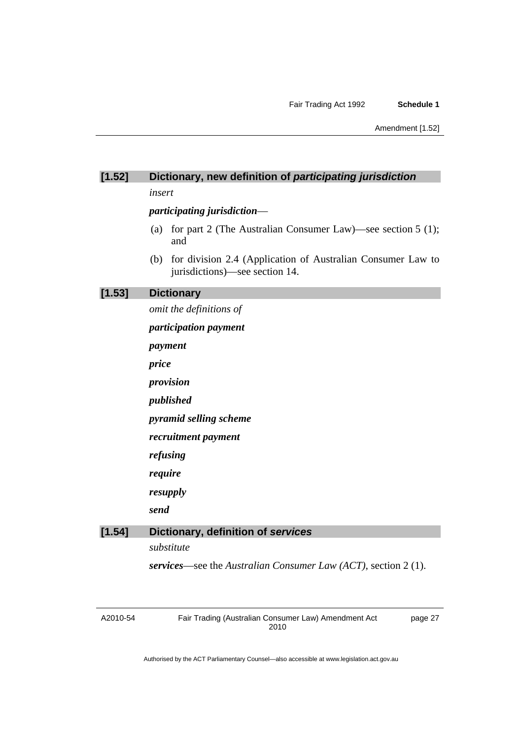### [1.52] Dictionary, new definition of *participating jurisdiction*

*insert*

***participating jurisdiction***—

(a) for part 2 (The Australian Consumer Law)—see section 5 (1); and

(b) for division 2.4 (Application of Australian Consumer Law to jurisdictions)—see section 14.

### [1.53] Dictionary

*omit the definitions of*

***participation payment***

***payment***

***price***

***provision***

***published***

***pyramid selling scheme***

***recruitment payment***

***refusing***

***require***

***resupply***

***send***

### [1.54] Dictionary, definition of *services*

*substitute*

***services***—see the *Australian Consumer Law (ACT)*, section 2 (1).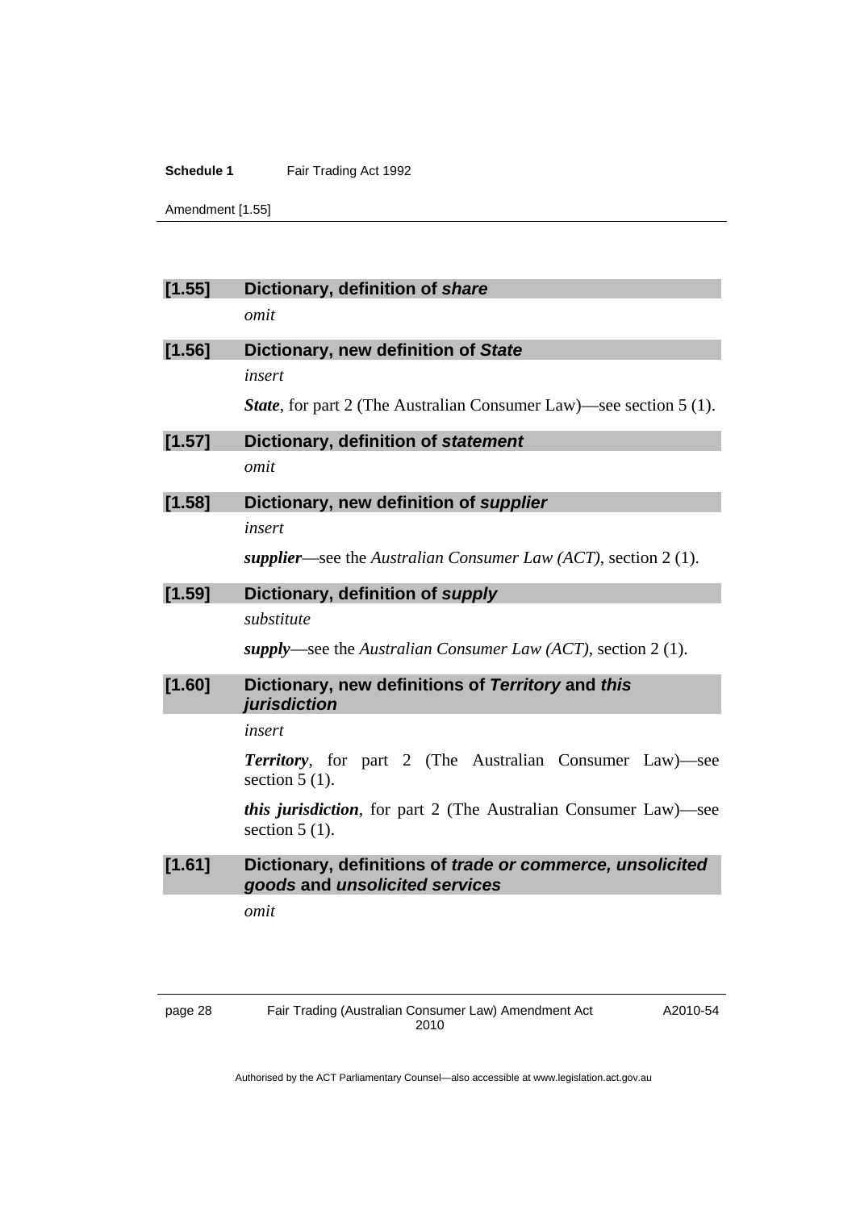**[1.55] Dictionary, definition of *share***

*omit*

**[1.56] Dictionary, new definition of *State***

*insert*

***State***, for part 2 (The Australian Consumer Law)—see section 5 (1).

**[1.57] Dictionary, definition of *statement***

*omit*

**[1.58] Dictionary, new definition of *supplier***

*insert*

***supplier***—see the *Australian Consumer Law (ACT)*, section 2 (1).

**[1.59] Dictionary, definition of *supply***

*substitute*

***supply***—see the *Australian Consumer Law (ACT)*, section 2 (1).

**[1.60] Dictionary, new definitions of *Territory* and *this jurisdiction***

*insert*

***Territory***, for part 2 (The Australian Consumer Law)—see section 5 (1).

***this jurisdiction***, for part 2 (The Australian Consumer Law)—see section 5 (1).

**[1.61] Dictionary, definitions of *trade or commerce, unsolicited goods* and *unsolicited services***

*omit*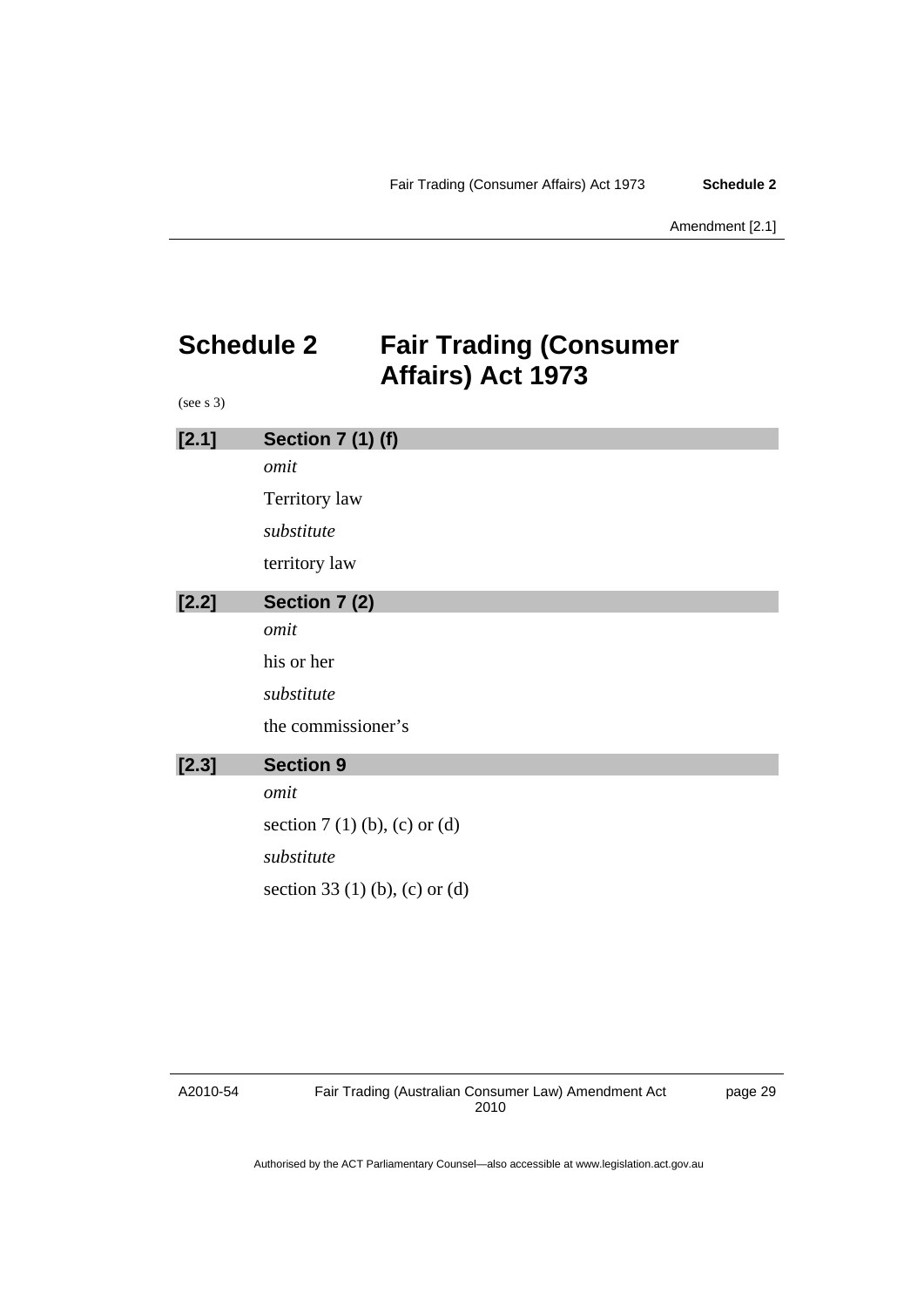# Schedule 2 Fair Trading (Consumer Affairs) Act 1973

(see s 3)

### [2.1] Section 7 (1) (f)

*omit*

Territory law

*substitute*

territory law

### [2.2] Section 7 (2)

*omit*

his or her

*substitute*

the commissioner’s

### [2.3] Section 9

*omit*

section 7 (1) (b), (c) or (d)

*substitute*

section 33 (1) (b), (c) or (d)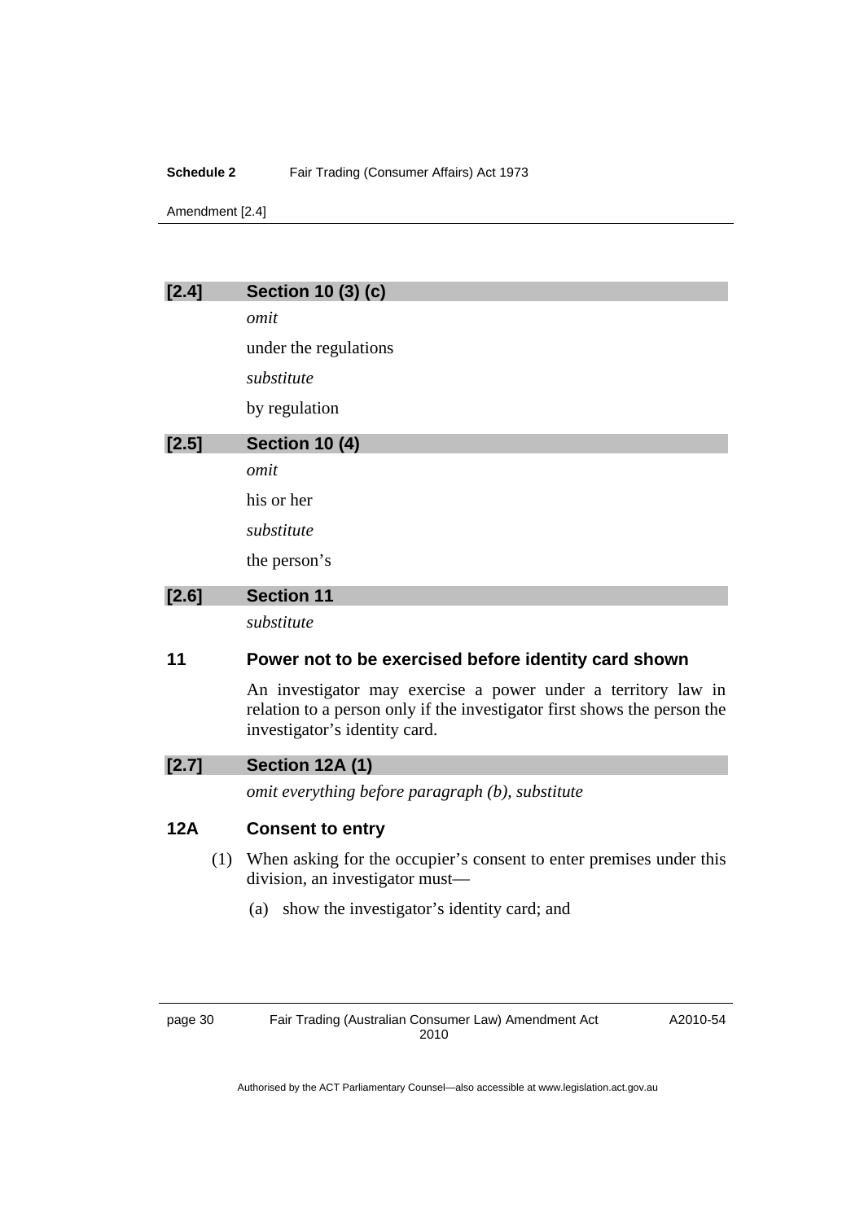### [2.4] Section 10 (3) (c)

*omit*

under the regulations

*substitute*

by regulation

### [2.5] Section 10 (4)

*omit*

his or her

*substitute*

the person's

### [2.6] Section 11

*substitute*

## 11 Power not to be exercised before identity card shown

An investigator may exercise a power under a territory law in relation to a person only if the investigator first shows the person the investigator's identity card.

### [2.7] Section 12A (1)

*omit everything before paragraph (b), substitute*

## 12A Consent to entry

(1) When asking for the occupier's consent to enter premises under this division, an investigator must—

(a) show the investigator's identity card; and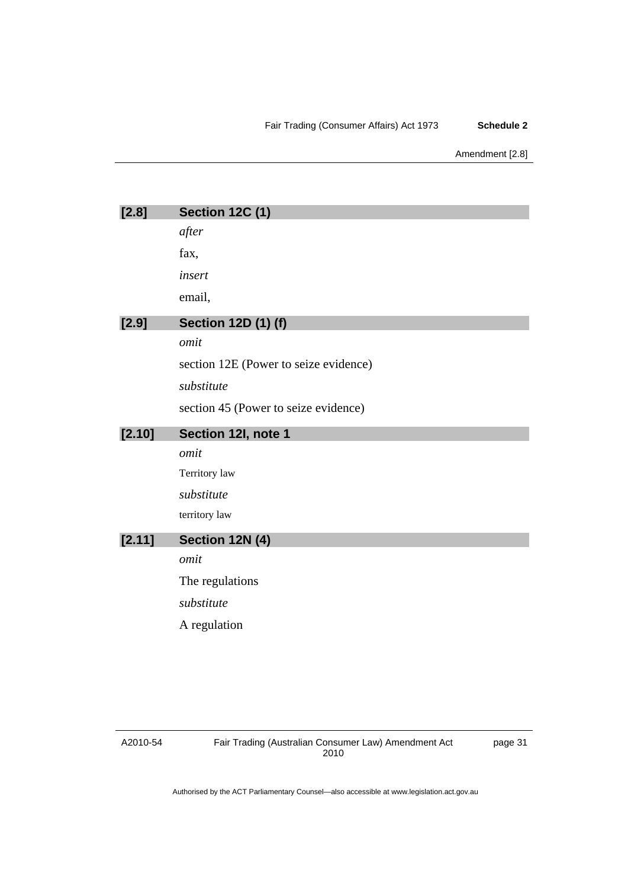**[2.8] Section 12C (1)**

*after*

fax,

*insert*

email,

**[2.9] Section 12D (1) (f)**

*omit*

section 12E (Power to seize evidence)

*substitute*

section 45 (Power to seize evidence)

**[2.10] Section 12I, note 1**

*omit*

Territory law

*substitute*

territory law

**[2.11] Section 12N (4)**

*omit*

The regulations

*substitute*

A regulation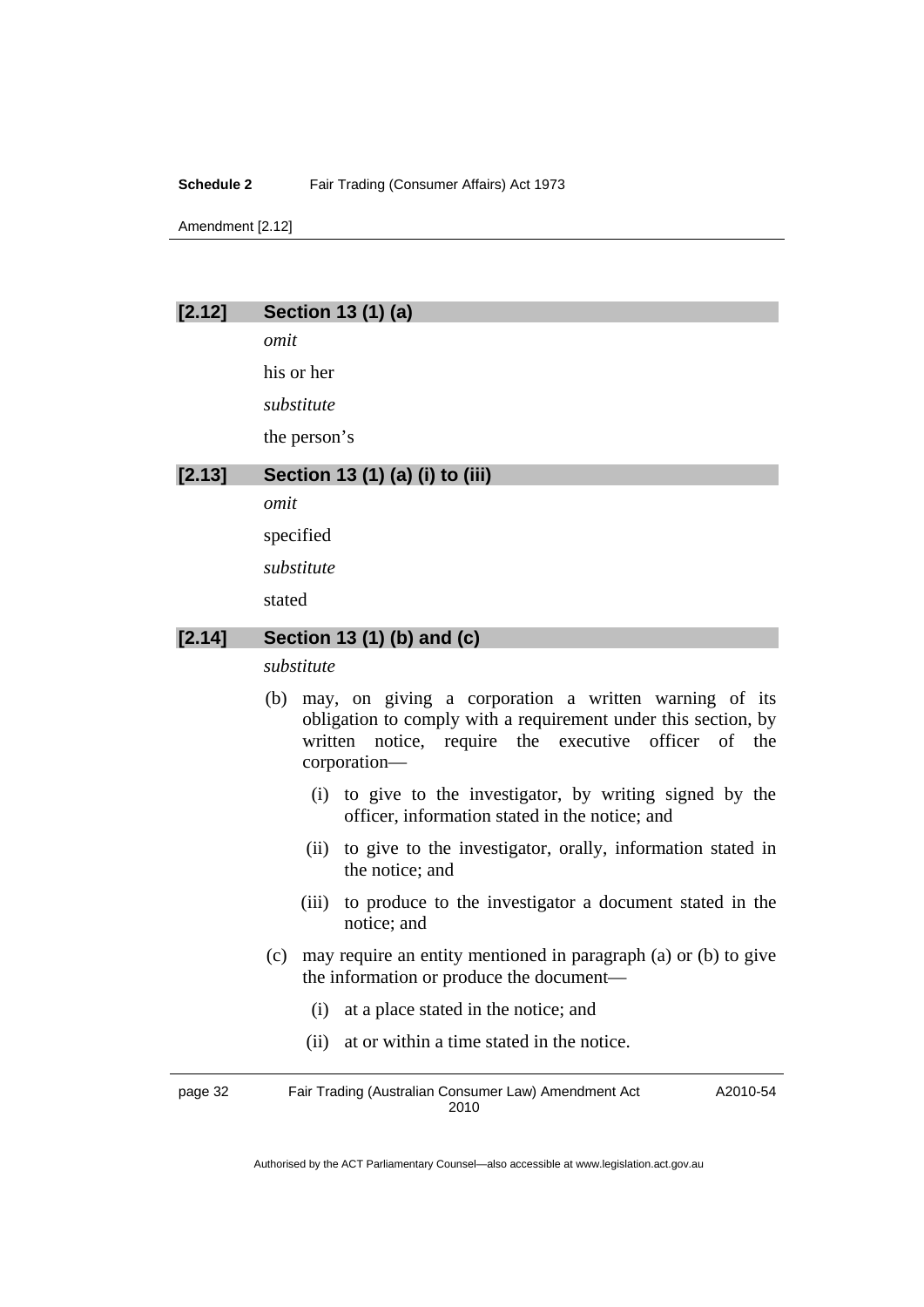### [2.12] Section 13 (1) (a)

*omit*

his or her

*substitute*

the person's

### [2.13] Section 13 (1) (a) (i) to (iii)

*omit*

specified

*substitute*

stated

### [2.14] Section 13 (1) (b) and (c)

*substitute*

(b) may, on giving a corporation a written warning of its obligation to comply with a requirement under this section, by written notice, require the executive officer of the corporation—

(i) to give to the investigator, by writing signed by the officer, information stated in the notice; and

(ii) to give to the investigator, orally, information stated in the notice; and

(iii) to produce to the investigator a document stated in the notice; and

(c) may require an entity mentioned in paragraph (a) or (b) to give the information or produce the document—

(i) at a place stated in the notice; and

(ii) at or within a time stated in the notice.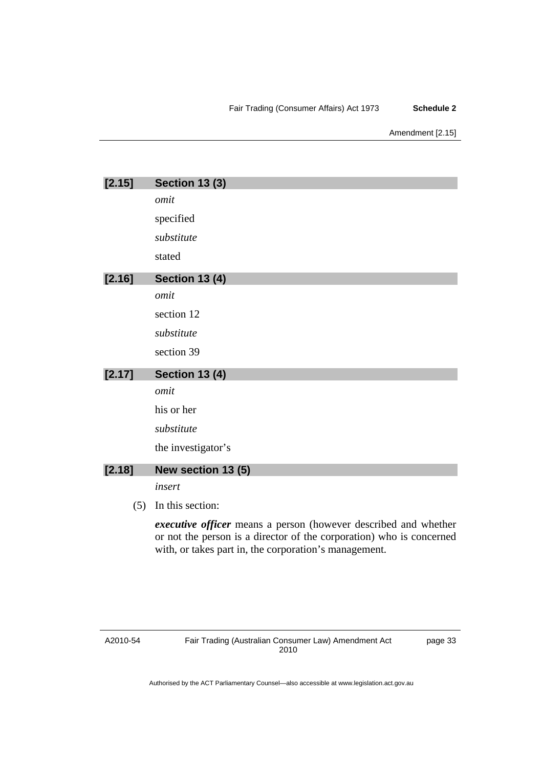## [2.15] Section 13 (3)

*omit*

specified

*substitute*

stated

## [2.16] Section 13 (4)

*omit*

section 12

*substitute*

section 39

## [2.17] Section 13 (4)

*omit*

his or her

*substitute*

the investigator's

## [2.18] New section 13 (5)

*insert*

(5) In this section:

***executive officer*** means a person (however described and whether or not the person is a director of the corporation) who is concerned with, or takes part in, the corporation's management.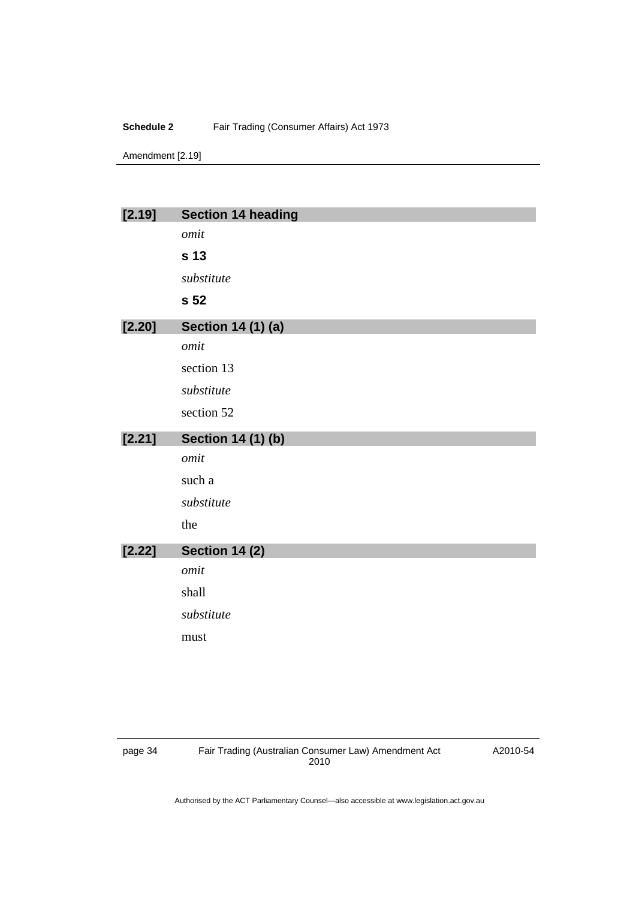**[2.19] Section 14 heading**

*omit*

**s 13**

*substitute*

**s 52**

**[2.20] Section 14 (1) (a)**

*omit*

section 13

*substitute*

section 52

**[2.21] Section 14 (1) (b)**

*omit*

such a

*substitute*

the

**[2.22] Section 14 (2)**

*omit*

shall

*substitute*

must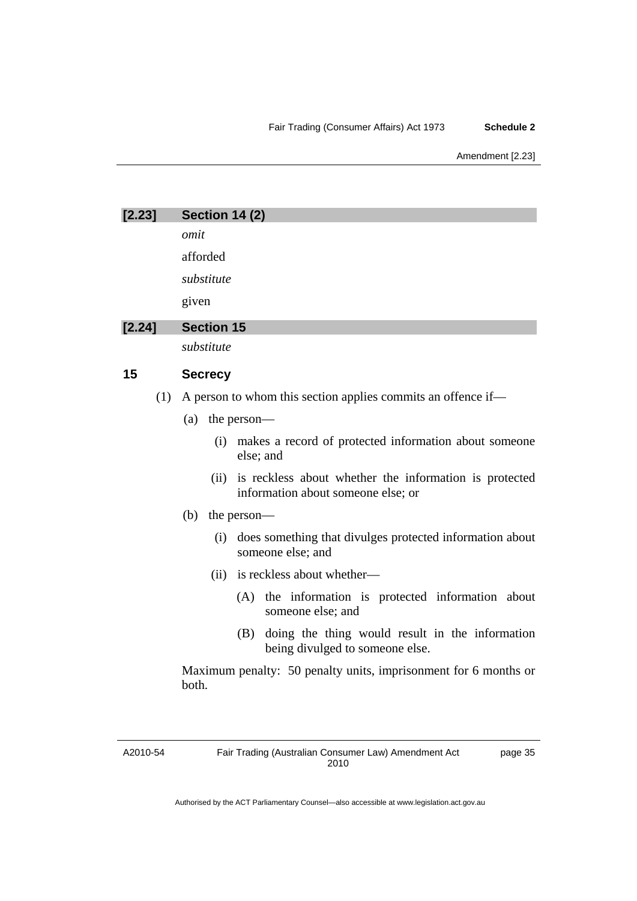### [2.23] Section 14 (2)

*omit*

afforded

*substitute*

given

### [2.24] Section 15

*substitute*

### 15 Secrecy

(1) A person to whom this section applies commits an offence if—

(a) the person—

(i) makes a record of protected information about someone else; and

(ii) is reckless about whether the information is protected information about someone else; or

(b) the person—

(i) does something that divulges protected information about someone else; and

(ii) is reckless about whether—

(A) the information is protected information about someone else; and

(B) doing the thing would result in the information being divulged to someone else.

Maximum penalty: 50 penalty units, imprisonment for 6 months or both.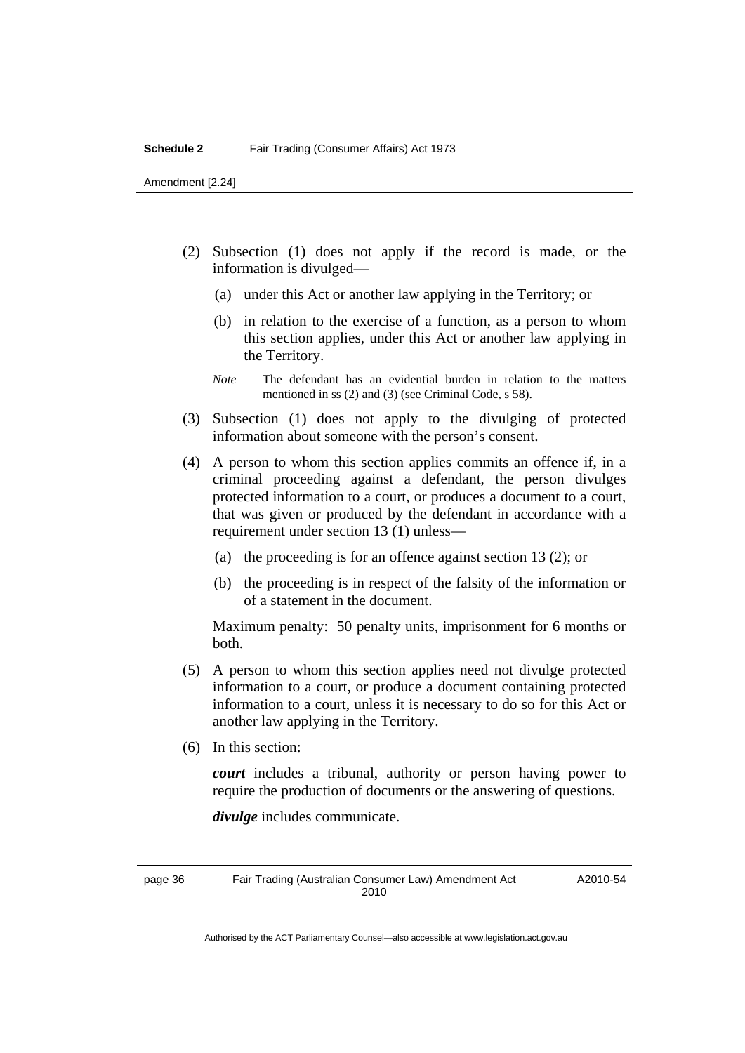(2) Subsection (1) does not apply if the record is made, or the information is divulged—

   (a) under this Act or another law applying in the Territory; or

   (b) in relation to the exercise of a function, as a person to whom this section applies, under this Act or another law applying in the Territory.

   *Note* The defendant has an evidential burden in relation to the matters mentioned in ss (2) and (3) (see Criminal Code, s 58).

(3) Subsection (1) does not apply to the divulging of protected information about someone with the person's consent.

(4) A person to whom this section applies commits an offence if, in a criminal proceeding against a defendant, the person divulges protected information to a court, or produces a document to a court, that was given or produced by the defendant in accordance with a requirement under section 13 (1) unless—

   (a) the proceeding is for an offence against section 13 (2); or

   (b) the proceeding is in respect of the falsity of the information or of a statement in the document.

   Maximum penalty: 50 penalty units, imprisonment for 6 months or both.

(5) A person to whom this section applies need not divulge protected information to a court, or produce a document containing protected information to a court, unless it is necessary to do so for this Act or another law applying in the Territory.

(6) In this section:

   ***court*** includes a tribunal, authority or person having power to require the production of documents or the answering of questions.

   ***divulge*** includes communicate.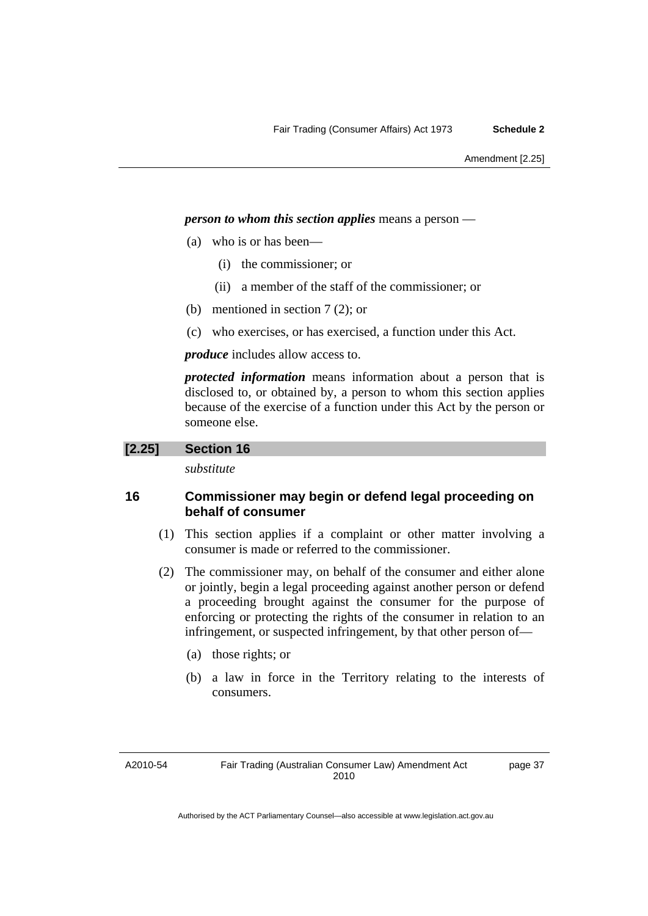***person to whom this section applies*** means a person —

(a) who is or has been—

(i) the commissioner; or

(ii) a member of the staff of the commissioner; or

(b) mentioned in section 7 (2); or

(c) who exercises, or has exercised, a function under this Act.

***produce*** includes allow access to.

***protected information*** means information about a person that is disclosed to, or obtained by, a person to whom this section applies because of the exercise of a function under this Act by the person or someone else.

## [2.25] Section 16

*substitute*

### 16 Commissioner may begin or defend legal proceeding on behalf of consumer

(1) This section applies if a complaint or other matter involving a consumer is made or referred to the commissioner.

(2) The commissioner may, on behalf of the consumer and either alone or jointly, begin a legal proceeding against another person or defend a proceeding brought against the consumer for the purpose of enforcing or protecting the rights of the consumer in relation to an infringement, or suspected infringement, by that other person of—

(a) those rights; or

(b) a law in force in the Territory relating to the interests of consumers.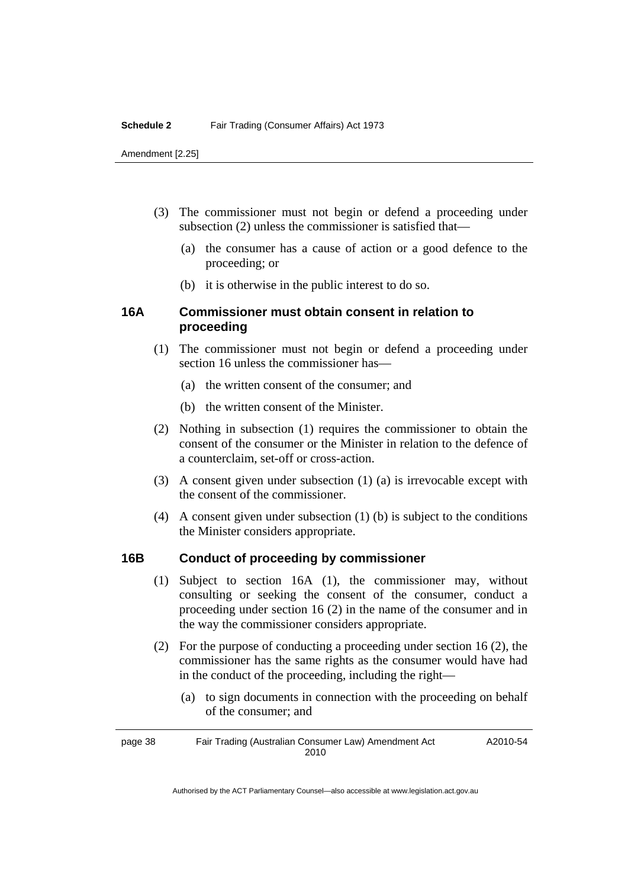(3) The commissioner must not begin or defend a proceeding under subsection (2) unless the commissioner is satisfied that—

(a) the consumer has a cause of action or a good defence to the proceeding; or

(b) it is otherwise in the public interest to do so.

### 16A Commissioner must obtain consent in relation to proceeding

(1) The commissioner must not begin or defend a proceeding under section 16 unless the commissioner has—

(a) the written consent of the consumer; and

(b) the written consent of the Minister.

(2) Nothing in subsection (1) requires the commissioner to obtain the consent of the consumer or the Minister in relation to the defence of a counterclaim, set-off or cross-action.

(3) A consent given under subsection (1) (a) is irrevocable except with the consent of the commissioner.

(4) A consent given under subsection (1) (b) is subject to the conditions the Minister considers appropriate.

### 16B Conduct of proceeding by commissioner

(1) Subject to section 16A (1), the commissioner may, without consulting or seeking the consent of the consumer, conduct a proceeding under section 16 (2) in the name of the consumer and in the way the commissioner considers appropriate.

(2) For the purpose of conducting a proceeding under section 16 (2), the commissioner has the same rights as the consumer would have had in the conduct of the proceeding, including the right—

(a) to sign documents in connection with the proceeding on behalf of the consumer; and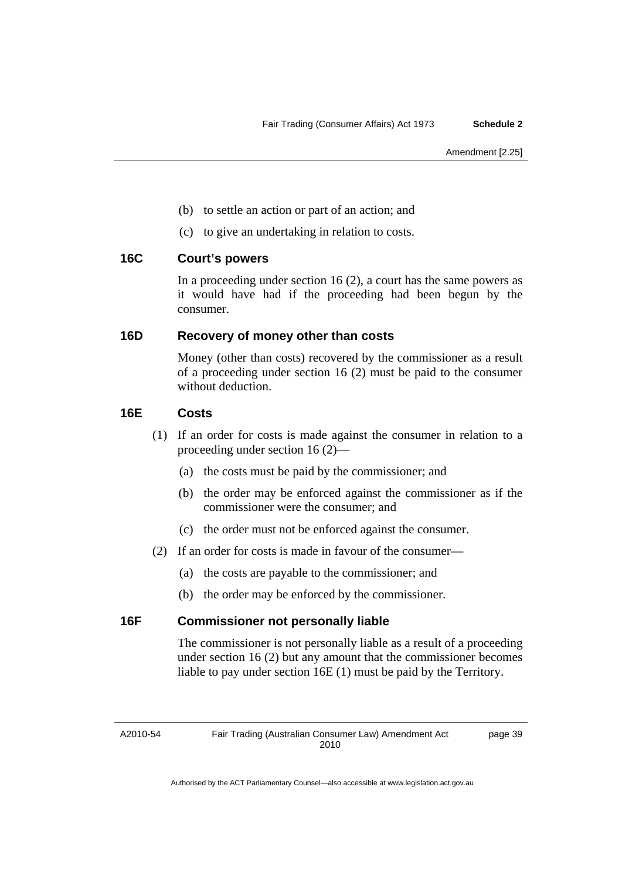(b) to settle an action or part of an action; and

(c) to give an undertaking in relation to costs.

### 16C Court's powers

In a proceeding under section 16 (2), a court has the same powers as it would have had if the proceeding had been begun by the consumer.

### 16D Recovery of money other than costs

Money (other than costs) recovered by the commissioner as a result of a proceeding under section 16 (2) must be paid to the consumer without deduction.

### 16E Costs

(1) If an order for costs is made against the consumer in relation to a proceeding under section 16 (2)—

(a) the costs must be paid by the commissioner; and

(b) the order may be enforced against the commissioner as if the commissioner were the consumer; and

(c) the order must not be enforced against the consumer.

(2) If an order for costs is made in favour of the consumer—

(a) the costs are payable to the commissioner; and

(b) the order may be enforced by the commissioner.

### 16F Commissioner not personally liable

The commissioner is not personally liable as a result of a proceeding under section 16 (2) but any amount that the commissioner becomes liable to pay under section 16E (1) must be paid by the Territory.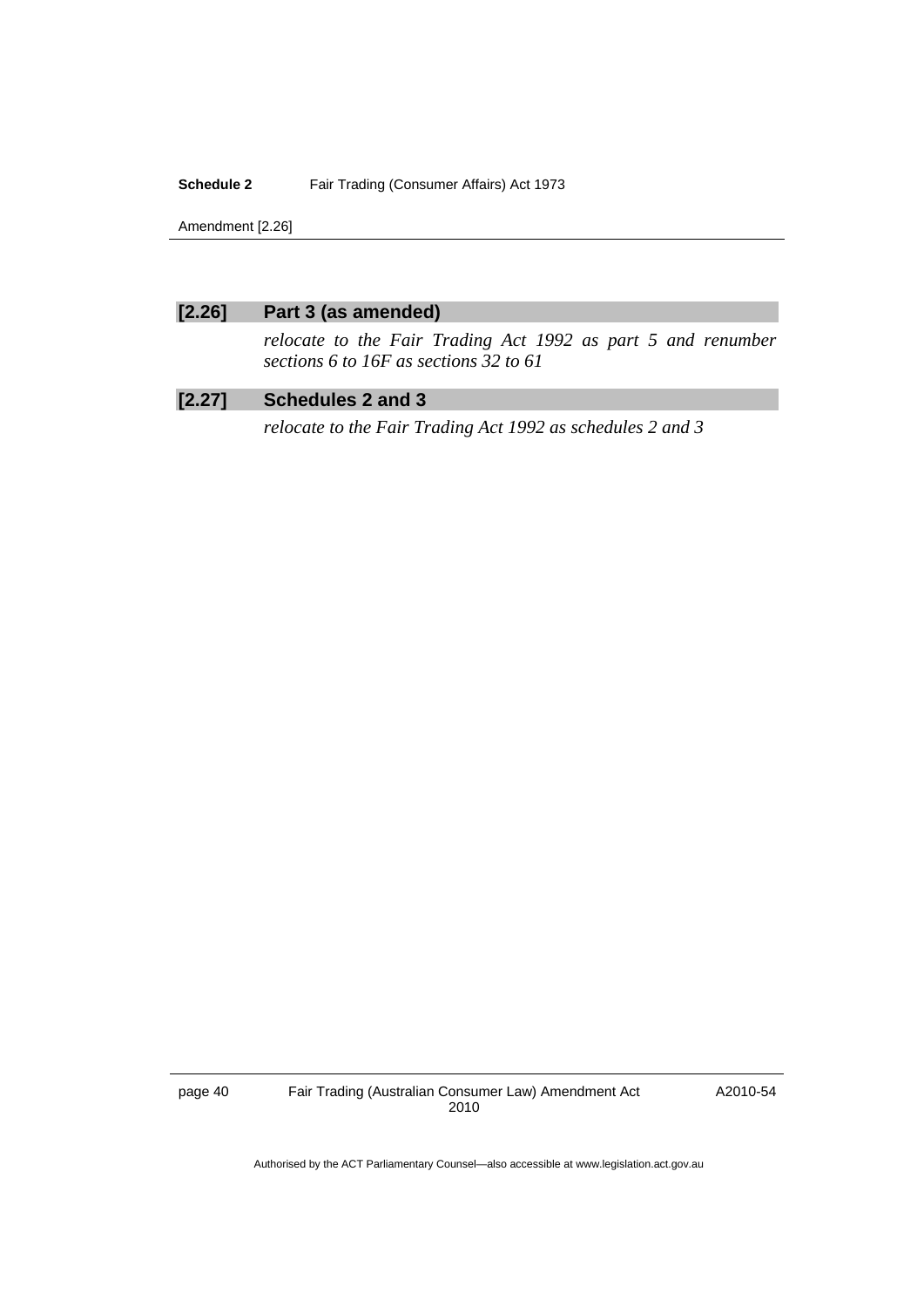### [2.26] Part 3 (as amended)

*relocate to the Fair Trading Act 1992 as part 5 and renumber sections 6 to 16F as sections 32 to 61*

### [2.27] Schedules 2 and 3

*relocate to the Fair Trading Act 1992 as schedules 2 and 3*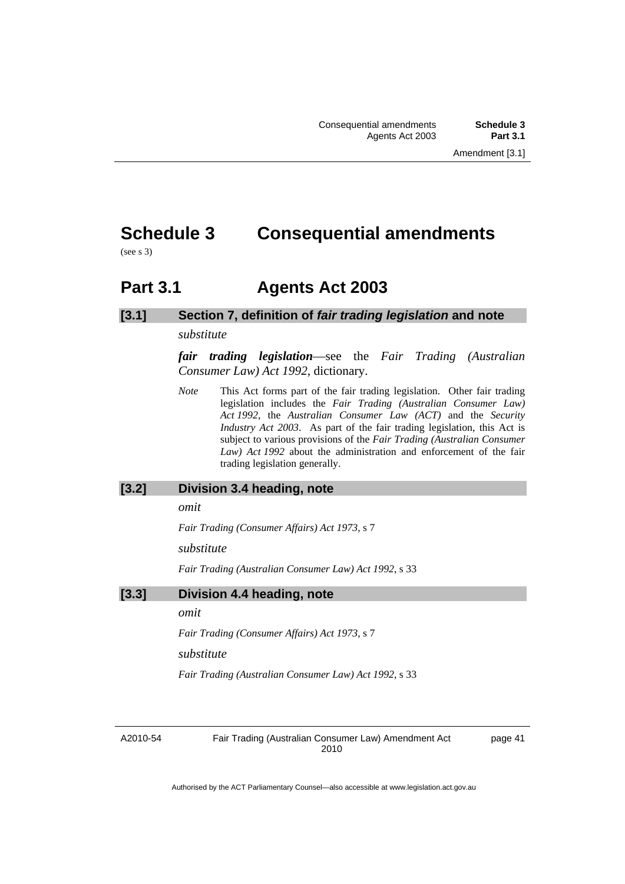# Schedule 3 Consequential amendments

(see s 3)

## Part 3.1 Agents Act 2003

### [3.1] Section 7, definition of *fair trading legislation* and note

*substitute*

***fair trading legislation***—see the *Fair Trading (Australian Consumer Law) Act 1992*, dictionary.

*Note* This Act forms part of the fair trading legislation. Other fair trading legislation includes the *Fair Trading (Australian Consumer Law) Act 1992*, the *Australian Consumer Law (ACT)* and the *Security Industry Act 2003*. As part of the fair trading legislation, this Act is subject to various provisions of the *Fair Trading (Australian Consumer Law) Act 1992* about the administration and enforcement of the fair trading legislation generally.

### [3.2] Division 3.4 heading, note

*omit*

*Fair Trading (Consumer Affairs) Act 1973*, s 7

*substitute*

*Fair Trading (Australian Consumer Law) Act 1992*, s 33

### [3.3] Division 4.4 heading, note

*omit*

*Fair Trading (Consumer Affairs) Act 1973*, s 7

*substitute*

*Fair Trading (Australian Consumer Law) Act 1992*, s 33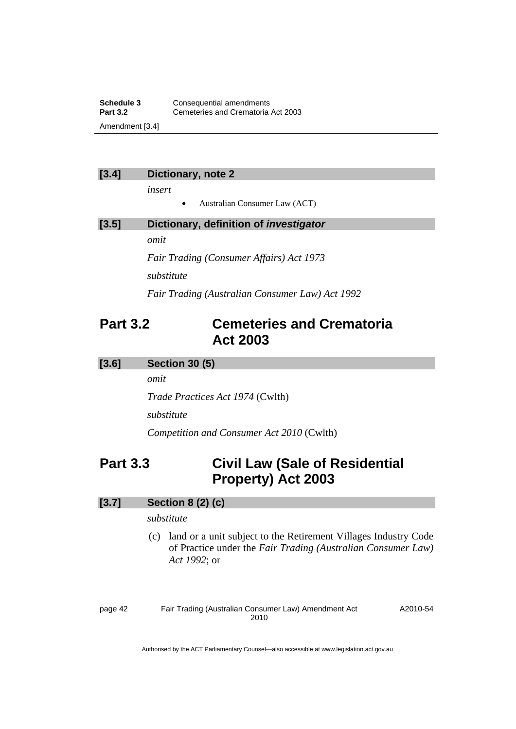**[3.4] Dictionary, note 2**

*insert*

- Australian Consumer Law (ACT)

**[3.5] Dictionary, definition of *investigator***

*omit*

*Fair Trading (Consumer Affairs) Act 1973*

*substitute*

*Fair Trading (Australian Consumer Law) Act 1992*

## Part 3.2 Cemeteries and Crematoria Act 2003

**[3.6] Section 30 (5)**

*omit*

*Trade Practices Act 1974* (Cwlth)

*substitute*

*Competition and Consumer Act 2010* (Cwlth)

## Part 3.3 Civil Law (Sale of Residential Property) Act 2003

**[3.7] Section 8 (2) (c)**

*substitute*

(c) land or a unit subject to the Retirement Villages Industry Code of Practice under the *Fair Trading (Australian Consumer Law) Act 1992*; or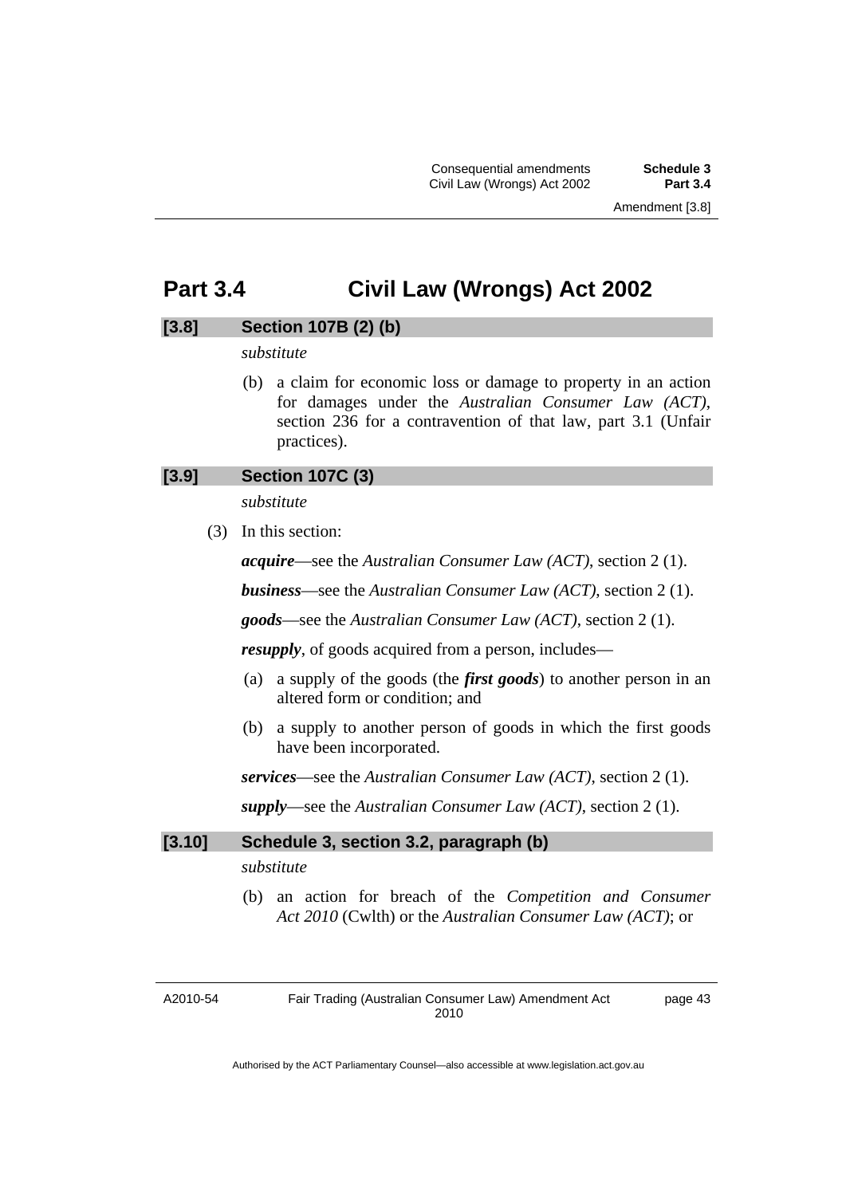# Part 3.4 Civil Law (Wrongs) Act 2002

## [3.8] Section 107B (2) (b)

*substitute*

(b) a claim for economic loss or damage to property in an action for damages under the *Australian Consumer Law (ACT)*, section 236 for a contravention of that law, part 3.1 (Unfair practices).

## [3.9] Section 107C (3)

*substitute*

(3) In this section:

***acquire***—see the *Australian Consumer Law (ACT)*, section 2 (1).

***business***—see the *Australian Consumer Law (ACT)*, section 2 (1).

***goods***—see the *Australian Consumer Law (ACT)*, section 2 (1).

***resupply***, of goods acquired from a person, includes—

(a) a supply of the goods (the ***first goods***) to another person in an altered form or condition; and

(b) a supply to another person of goods in which the first goods have been incorporated.

***services***—see the *Australian Consumer Law (ACT)*, section 2 (1).

***supply***—see the *Australian Consumer Law (ACT)*, section 2 (1).

## [3.10] Schedule 3, section 3.2, paragraph (b)

*substitute*

(b) an action for breach of the *Competition and Consumer Act 2010* (Cwlth) or the *Australian Consumer Law (ACT)*; or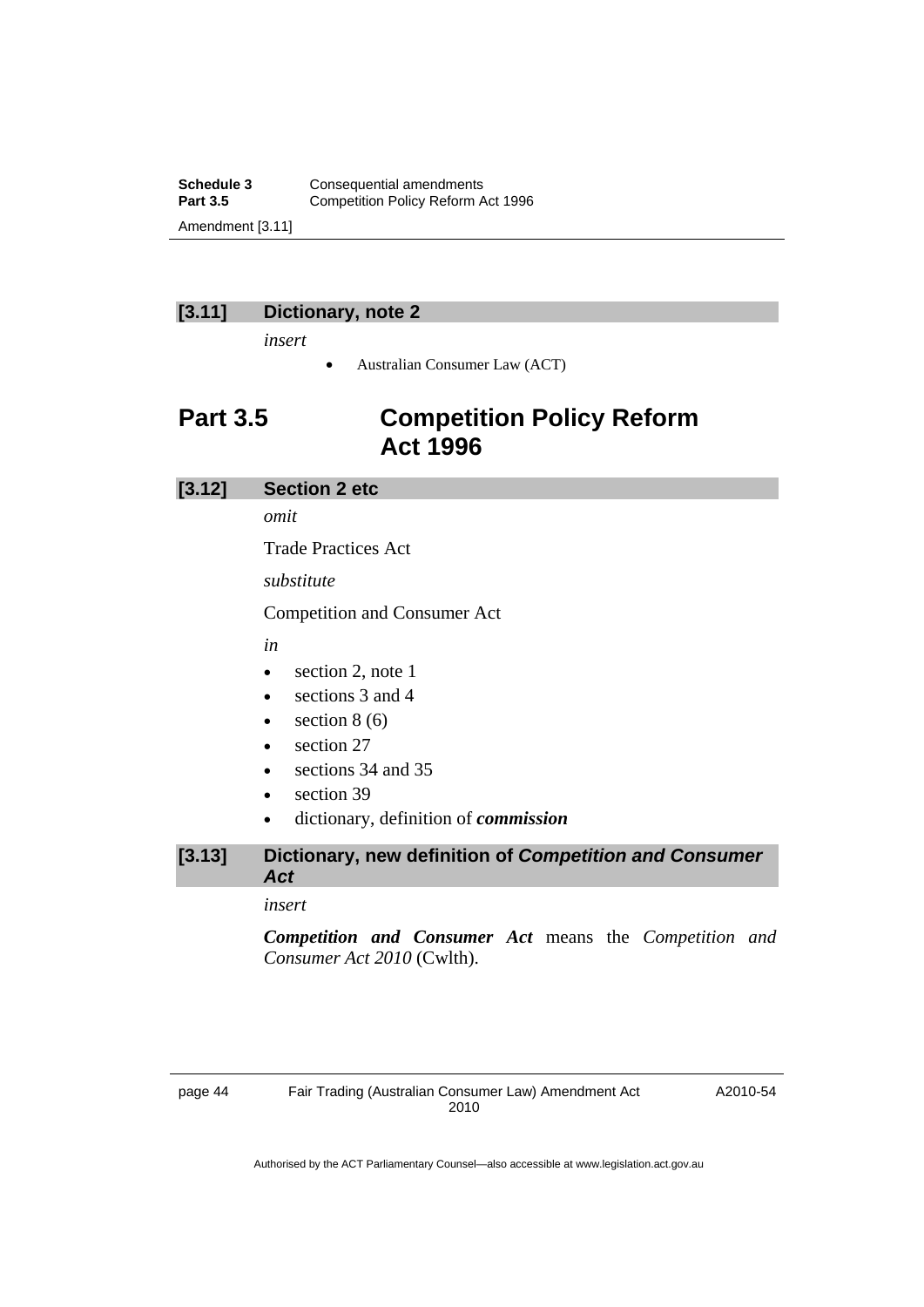**[3.11] Dictionary, note 2**

*insert*

- Australian Consumer Law (ACT)

## Part 3.5 Competition Policy Reform Act 1996

**[3.12] Section 2 etc**

*omit*

Trade Practices Act

*substitute*

Competition and Consumer Act

*in*

- section 2, note 1
- sections 3 and 4
- section 8 (6)
- section 27
- sections 34 and 35
- section 39
- dictionary, definition of ***commission***

**[3.13] Dictionary, new definition of *Competition and Consumer Act***

*insert*

***Competition and Consumer Act*** means the *Competition and Consumer Act 2010* (Cwlth).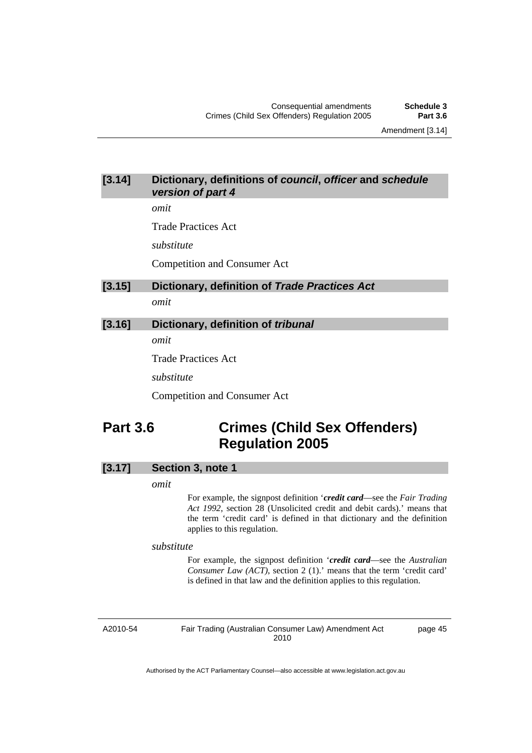### [3.14] Dictionary, definitions of *council*, *officer* and *schedule version of part 4*

*omit*

Trade Practices Act

*substitute*

Competition and Consumer Act

### [3.15] Dictionary, definition of *Trade Practices Act*

*omit*

### [3.16] Dictionary, definition of *tribunal*

*omit*

Trade Practices Act

*substitute*

Competition and Consumer Act

## Part 3.6 Crimes (Child Sex Offenders) Regulation 2005

### [3.17] Section 3, note 1

*omit*

> For example, the signpost definition '***credit card***—see the *Fair Trading Act 1992*, section 28 (Unsolicited credit and debit cards).' means that the term 'credit card' is defined in that dictionary and the definition applies to this regulation.

*substitute*

> For example, the signpost definition '***credit card***—see the *Australian Consumer Law (ACT)*, section 2 (1).' means that the term 'credit card' is defined in that law and the definition applies to this regulation.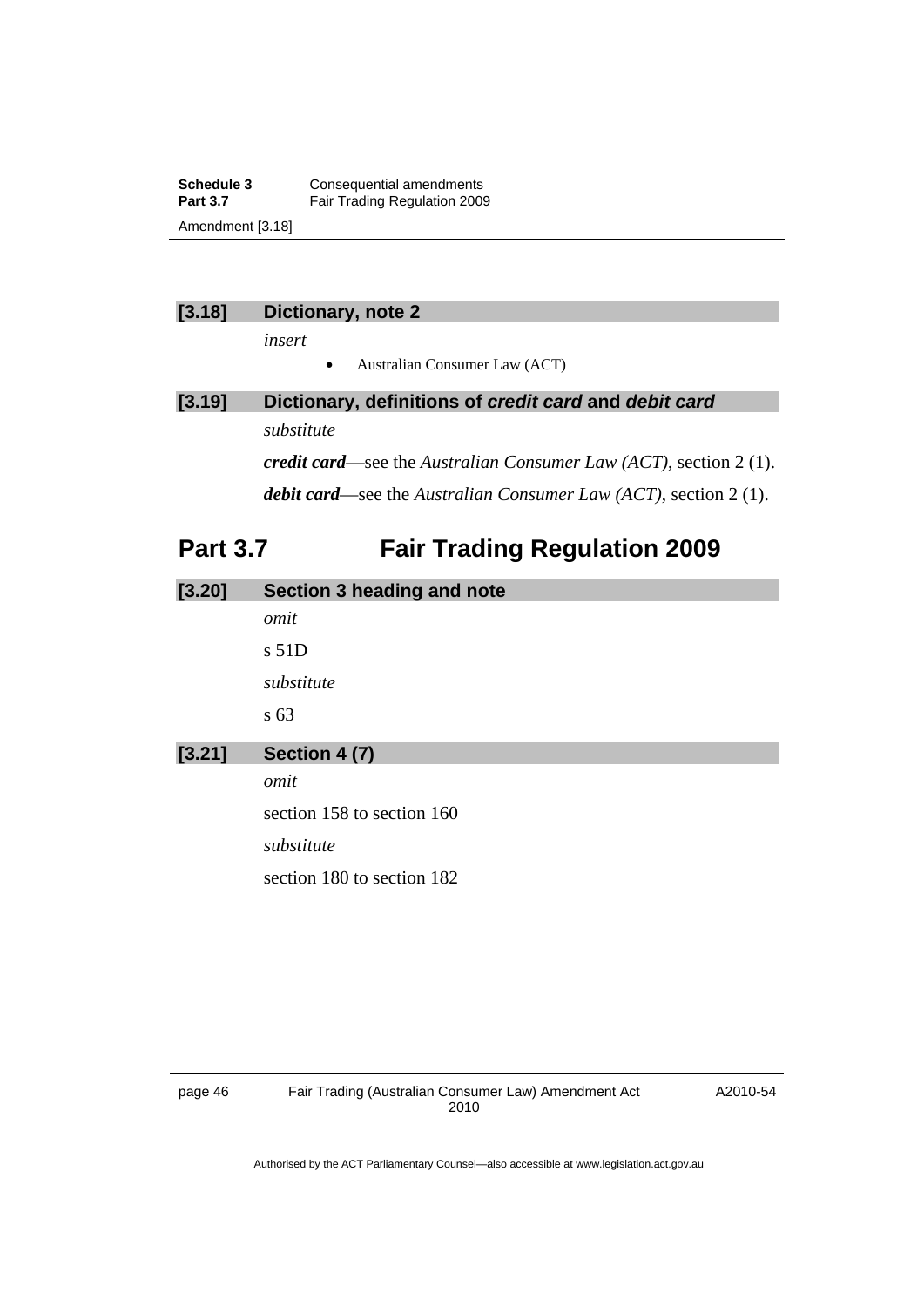### [3.18] Dictionary, note 2

*insert*

- Australian Consumer Law (ACT)

### [3.19] Dictionary, definitions of *credit card* and *debit card*

*substitute*

***credit card***—see the *Australian Consumer Law (ACT)*, section 2 (1).

***debit card***—see the *Australian Consumer Law (ACT)*, section 2 (1).

## Part 3.7 Fair Trading Regulation 2009

### [3.20] Section 3 heading and note

*omit*

s 51D

*substitute*

s 63

### [3.21] Section 4 (7)

*omit*

section 158 to section 160

*substitute*

section 180 to section 182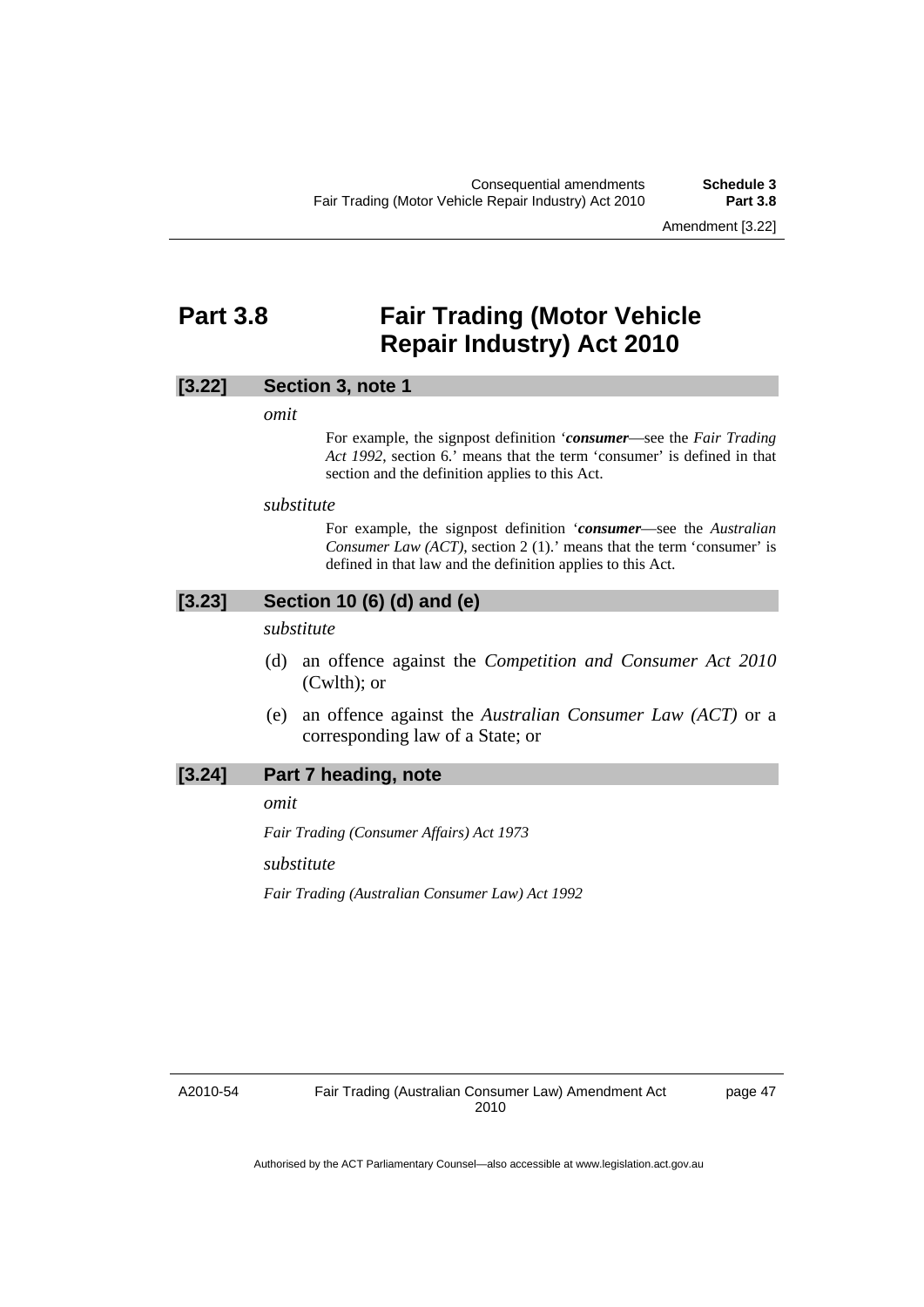# Part 3.8 Fair Trading (Motor Vehicle Repair Industry) Act 2010

## [3.22] Section 3, note 1

*omit*

For example, the signpost definition '***consumer***—see the *Fair Trading Act 1992*, section 6.' means that the term 'consumer' is defined in that section and the definition applies to this Act.

*substitute*

For example, the signpost definition '***consumer***—see the *Australian Consumer Law (ACT)*, section 2 (1).' means that the term 'consumer' is defined in that law and the definition applies to this Act.

## [3.23] Section 10 (6) (d) and (e)

*substitute*

(d) an offence against the *Competition and Consumer Act 2010* (Cwlth); or

(e) an offence against the *Australian Consumer Law (ACT)* or a corresponding law of a State; or

## [3.24] Part 7 heading, note

*omit*

*Fair Trading (Consumer Affairs) Act 1973*

*substitute*

*Fair Trading (Australian Consumer Law) Act 1992*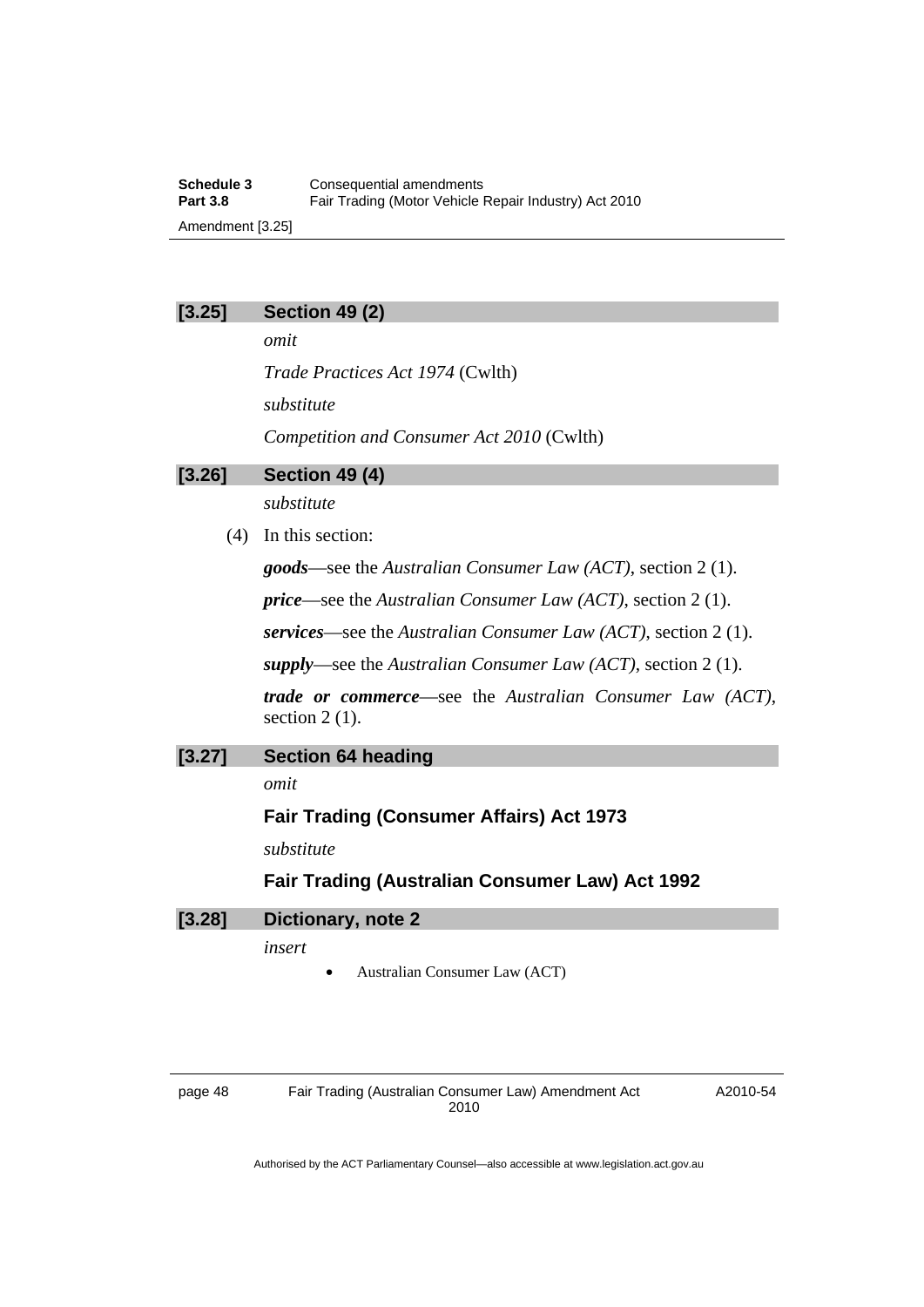### [3.25] Section 49 (2)

*omit*

*Trade Practices Act 1974* (Cwlth)

*substitute*

*Competition and Consumer Act 2010* (Cwlth)

### [3.26] Section 49 (4)

*substitute*

(4) In this section:

***goods***—see the *Australian Consumer Law (ACT)*, section 2 (1).

***price***—see the *Australian Consumer Law (ACT)*, section 2 (1).

***services***—see the *Australian Consumer Law (ACT)*, section 2 (1).

***supply***—see the *Australian Consumer Law (ACT)*, section 2 (1).

***trade or commerce***—see the *Australian Consumer Law (ACT)*, section 2 (1).

### [3.27] Section 64 heading

*omit*

**Fair Trading (Consumer Affairs) Act 1973**

*substitute*

**Fair Trading (Australian Consumer Law) Act 1992**

### [3.28] Dictionary, note 2

*insert*

- Australian Consumer Law (ACT)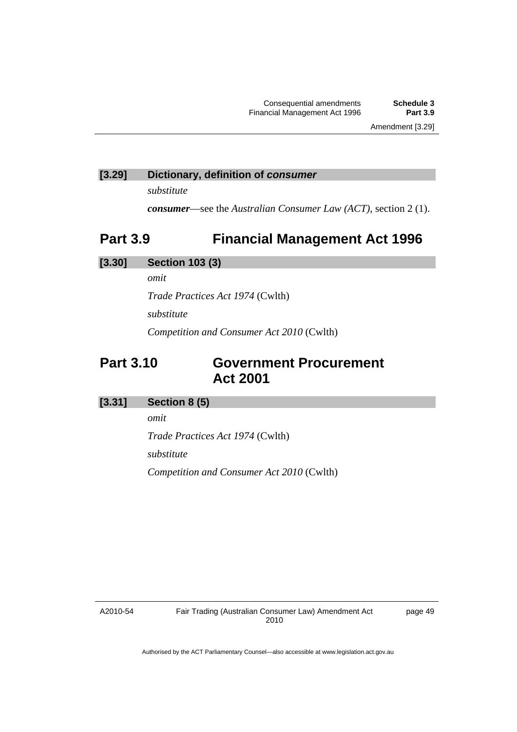**[3.29] Dictionary, definition of *consumer***

*substitute*

***consumer***—see the *Australian Consumer Law (ACT)*, section 2 (1).

## Part 3.9 Financial Management Act 1996

**[3.30] Section 103 (3)**

*omit*

*Trade Practices Act 1974* (Cwlth)

*substitute*

*Competition and Consumer Act 2010* (Cwlth)

## Part 3.10 Government Procurement Act 2001

**[3.31] Section 8 (5)**

*omit*

*Trade Practices Act 1974* (Cwlth)

*substitute*

*Competition and Consumer Act 2010* (Cwlth)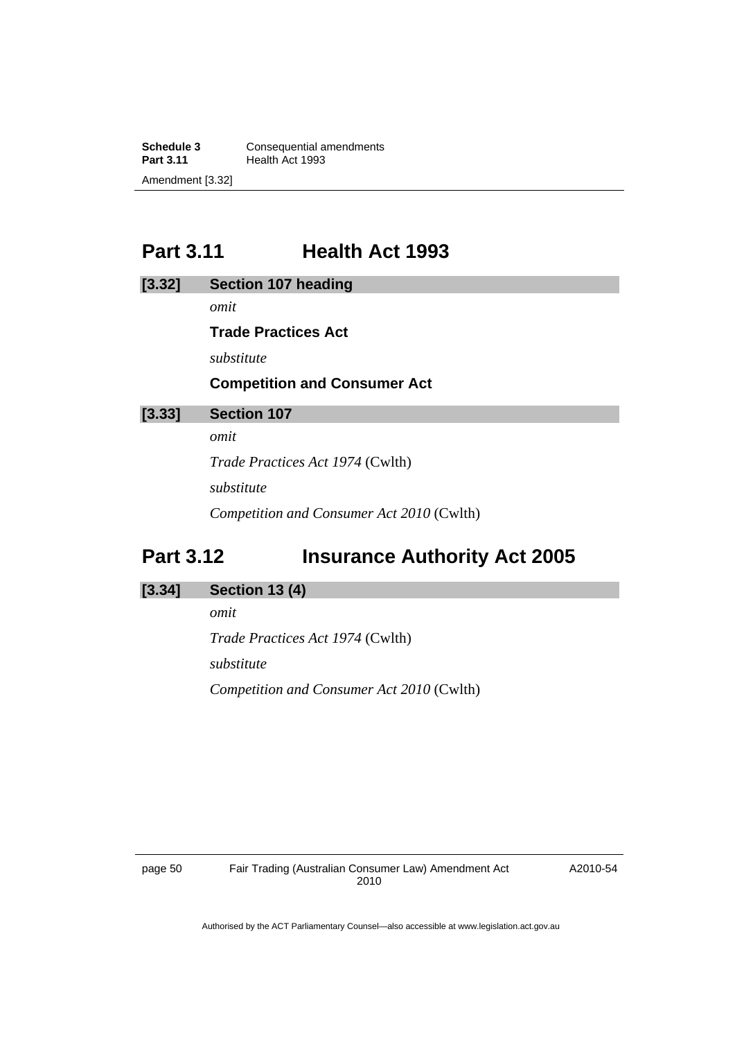## Part 3.11 Health Act 1993

### [3.32] Section 107 heading

*omit*

**Trade Practices Act**

*substitute*

**Competition and Consumer Act**

### [3.33] Section 107

*omit*

*Trade Practices Act 1974* (Cwlth)

*substitute*

*Competition and Consumer Act 2010* (Cwlth)

## Part 3.12 Insurance Authority Act 2005

### [3.34] Section 13 (4)

*omit*

*Trade Practices Act 1974* (Cwlth)

*substitute*

*Competition and Consumer Act 2010* (Cwlth)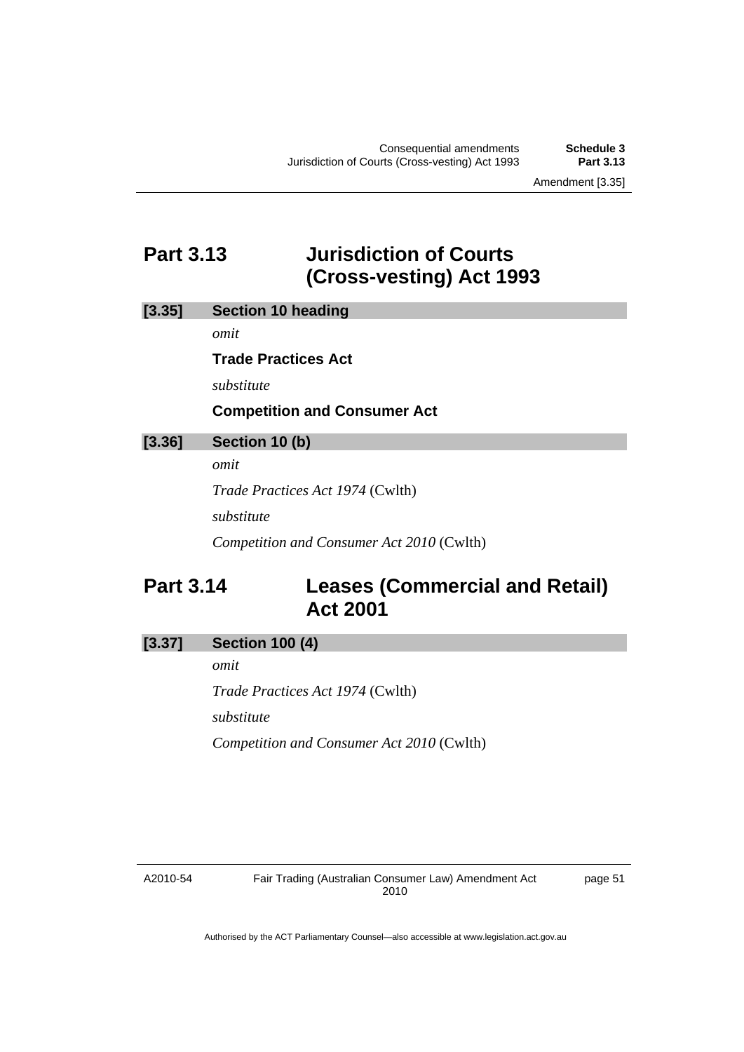## Part 3.13 Jurisdiction of Courts (Cross-vesting) Act 1993

### [3.35] Section 10 heading

*omit*

**Trade Practices Act**

*substitute*

**Competition and Consumer Act**

### [3.36] Section 10 (b)

*omit*

*Trade Practices Act 1974* (Cwlth)

*substitute*

*Competition and Consumer Act 2010* (Cwlth)

## Part 3.14 Leases (Commercial and Retail) Act 2001

### [3.37] Section 100 (4)

*omit*

*Trade Practices Act 1974* (Cwlth)

*substitute*

*Competition and Consumer Act 2010* (Cwlth)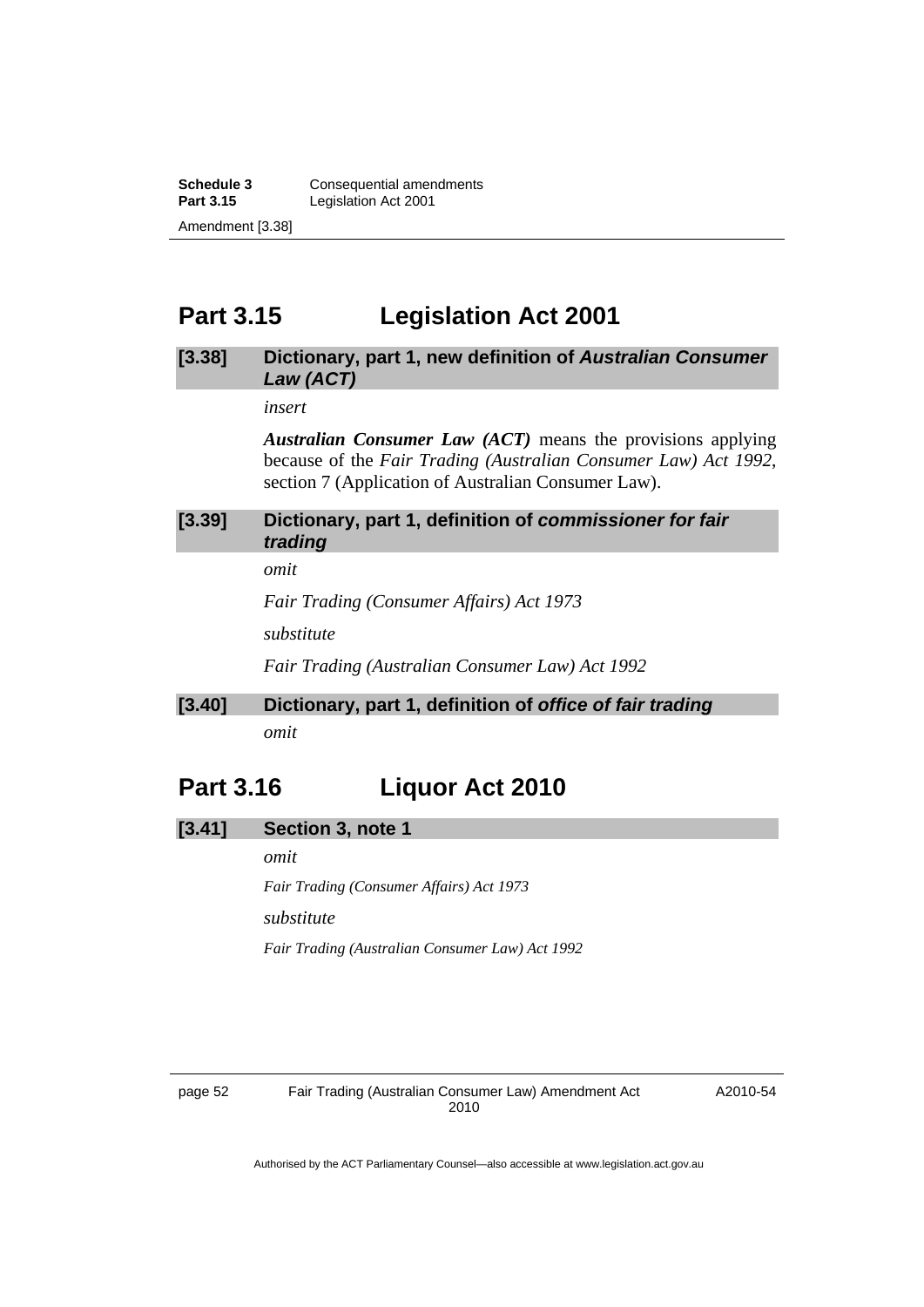## Part 3.15 Legislation Act 2001

### [3.38] Dictionary, part 1, new definition of *Australian Consumer Law (ACT)*

*insert*

***Australian Consumer Law (ACT)*** means the provisions applying because of the *Fair Trading (Australian Consumer Law) Act 1992*, section 7 (Application of Australian Consumer Law).

### [3.39] Dictionary, part 1, definition of *commissioner for fair trading*

*omit*

*Fair Trading (Consumer Affairs) Act 1973*

*substitute*

*Fair Trading (Australian Consumer Law) Act 1992*

### [3.40] Dictionary, part 1, definition of *office of fair trading*

*omit*

## Part 3.16 Liquor Act 2010

### [3.41] Section 3, note 1

*omit*

*Fair Trading (Consumer Affairs) Act 1973*

*substitute*

*Fair Trading (Australian Consumer Law) Act 1992*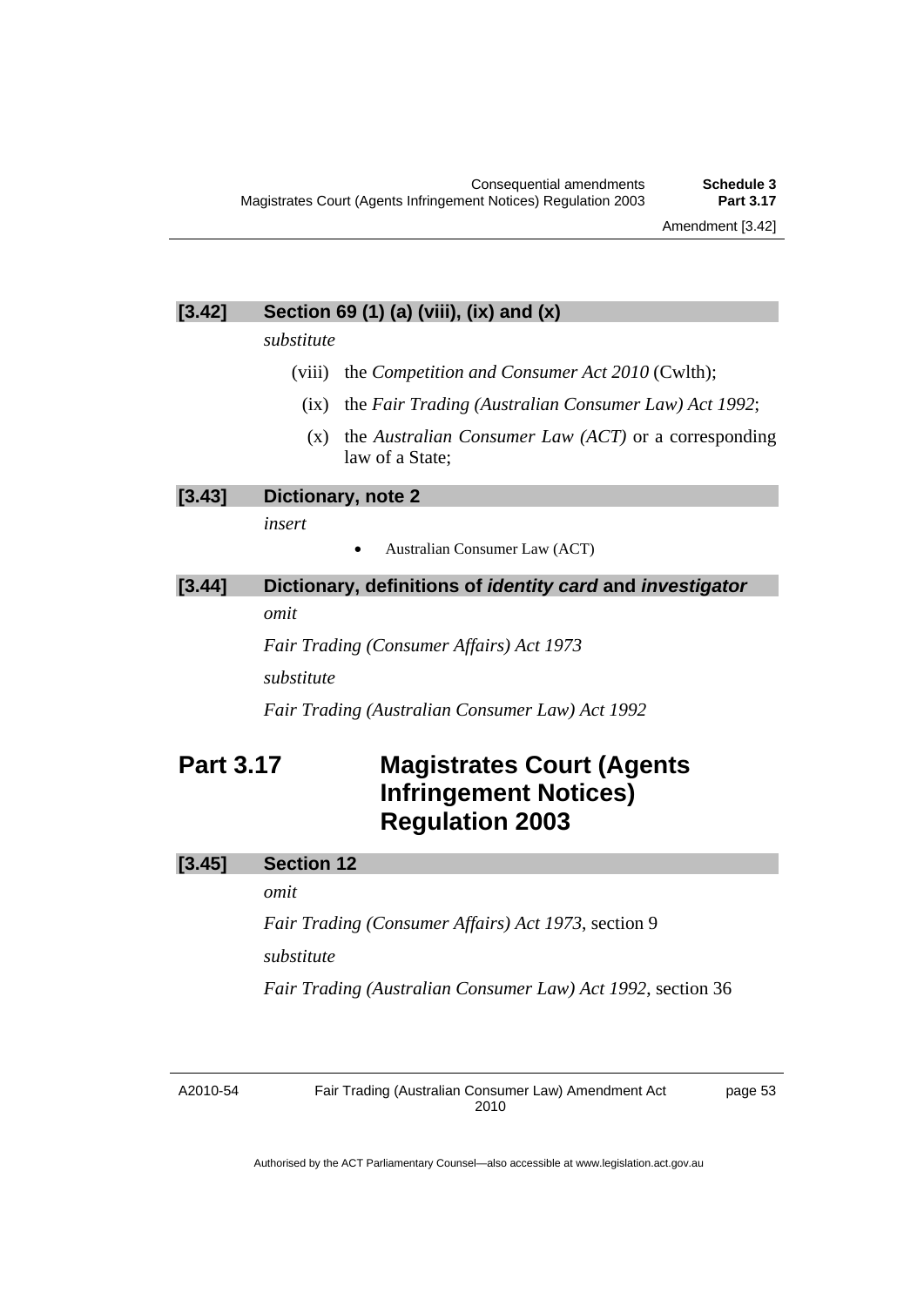### [3.42] Section 69 (1) (a) (viii), (ix) and (x)

*substitute*

(viii) the *Competition and Consumer Act 2010* (Cwlth);

(ix) the *Fair Trading (Australian Consumer Law) Act 1992*;

(x) the *Australian Consumer Law (ACT)* or a corresponding law of a State;

### [3.43] Dictionary, note 2

*insert*

- Australian Consumer Law (ACT)

### [3.44] Dictionary, definitions of *identity card* and *investigator*

*omit*

*Fair Trading (Consumer Affairs) Act 1973*

*substitute*

*Fair Trading (Australian Consumer Law) Act 1992*

## Part 3.17 Magistrates Court (Agents Infringement Notices) Regulation 2003

### [3.45] Section 12

*omit*

*Fair Trading (Consumer Affairs) Act 1973*, section 9

*substitute*

*Fair Trading (Australian Consumer Law) Act 1992*, section 36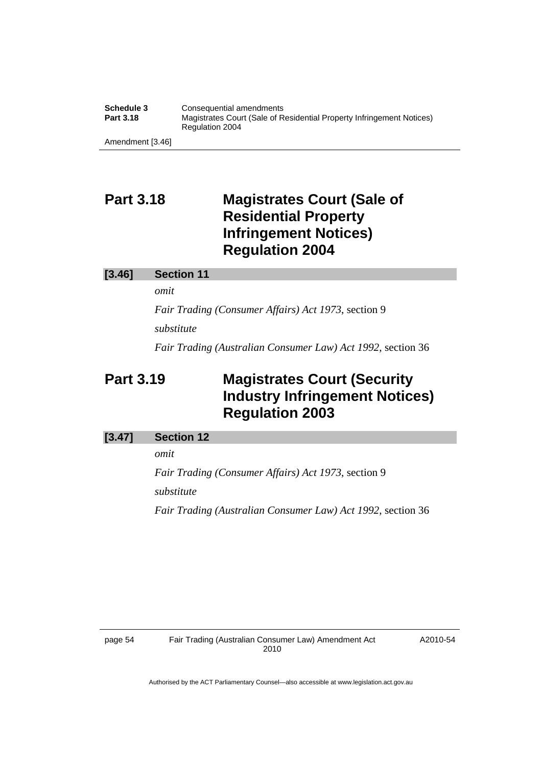## Part 3.18 Magistrates Court (Sale of Residential Property Infringement Notices) Regulation 2004

### [3.46] Section 11

*omit*

*Fair Trading (Consumer Affairs) Act 1973*, section 9

*substitute*

*Fair Trading (Australian Consumer Law) Act 1992*, section 36

## Part 3.19 Magistrates Court (Security Industry Infringement Notices) Regulation 2003

### [3.47] Section 12

*omit*

*Fair Trading (Consumer Affairs) Act 1973*, section 9

*substitute*

*Fair Trading (Australian Consumer Law) Act 1992*, section 36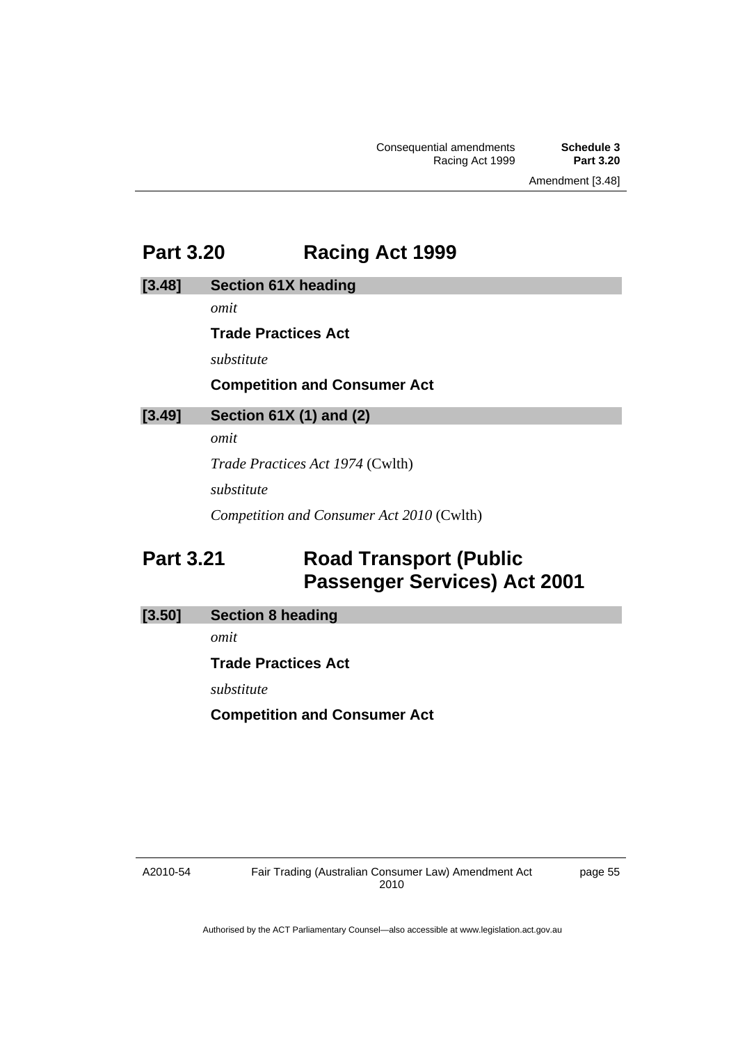## Part 3.20 Racing Act 1999

### [3.48] Section 61X heading

*omit*

**Trade Practices Act**

*substitute*

**Competition and Consumer Act**

### [3.49] Section 61X (1) and (2)

*omit*

*Trade Practices Act 1974* (Cwlth)

*substitute*

*Competition and Consumer Act 2010* (Cwlth)

## Part 3.21 Road Transport (Public Passenger Services) Act 2001

### [3.50] Section 8 heading

*omit*

**Trade Practices Act**

*substitute*

**Competition and Consumer Act**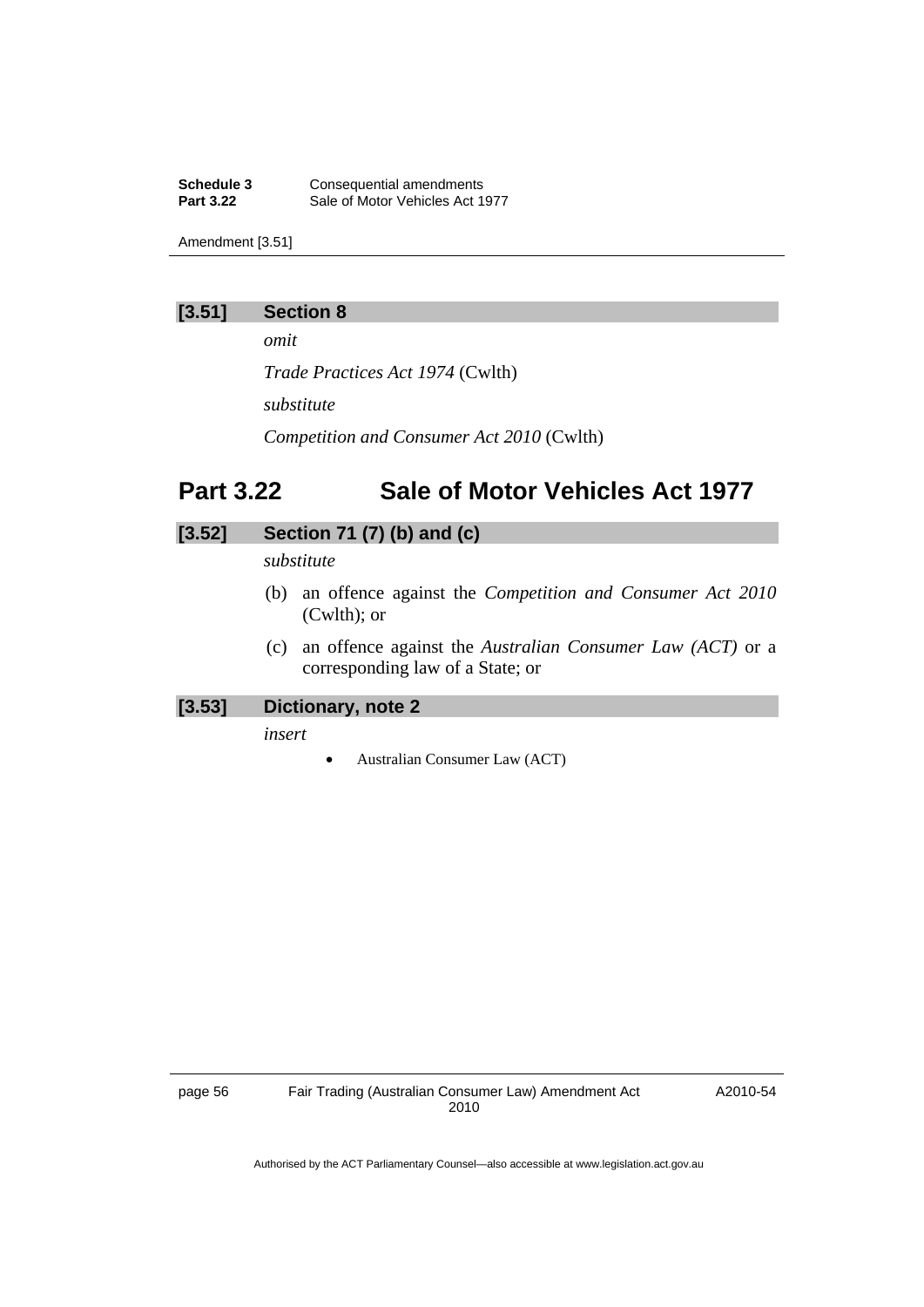### [3.51] Section 8

*omit*

*Trade Practices Act 1974* (Cwlth)

*substitute*

*Competition and Consumer Act 2010* (Cwlth)

## Part 3.22 Sale of Motor Vehicles Act 1977

### [3.52] Section 71 (7) (b) and (c)

*substitute*

(b) an offence against the *Competition and Consumer Act 2010* (Cwlth); or

(c) an offence against the *Australian Consumer Law (ACT)* or a corresponding law of a State; or

### [3.53] Dictionary, note 2

*insert*

- Australian Consumer Law (ACT)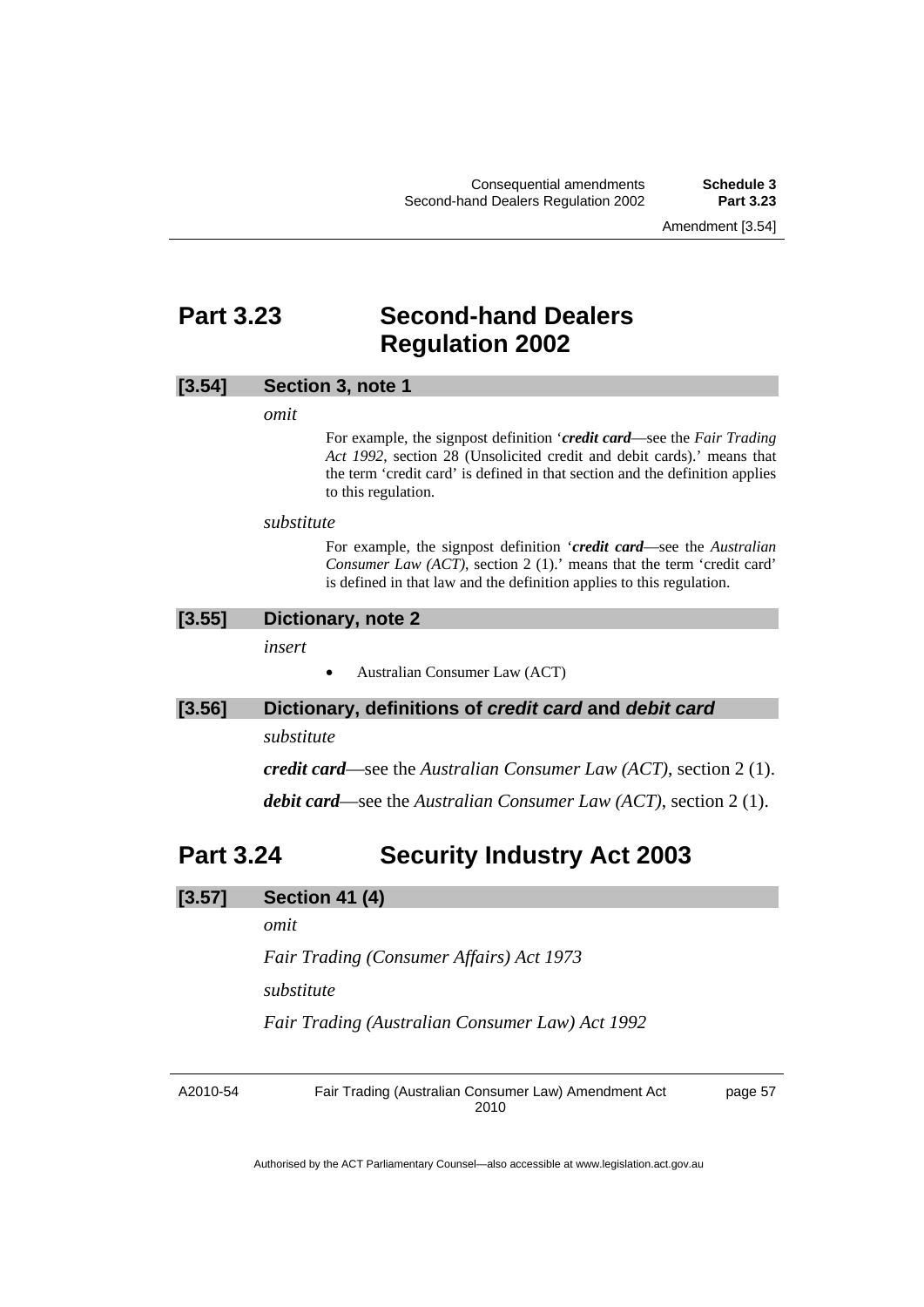## Part 3.23 Second-hand Dealers Regulation 2002

### [3.54] Section 3, note 1

*omit*

For example, the signpost definition '***credit card***—see the *Fair Trading Act 1992*, section 28 (Unsolicited credit and debit cards).' means that the term 'credit card' is defined in that section and the definition applies to this regulation.

*substitute*

For example, the signpost definition '***credit card***—see the *Australian Consumer Law (ACT)*, section 2 (1).' means that the term 'credit card' is defined in that law and the definition applies to this regulation.

### [3.55] Dictionary, note 2

*insert*

- Australian Consumer Law (ACT)

### [3.56] Dictionary, definitions of *credit card* and *debit card*

*substitute*

***credit card***—see the *Australian Consumer Law (ACT)*, section 2 (1).

***debit card***—see the *Australian Consumer Law (ACT)*, section 2 (1).

## Part 3.24 Security Industry Act 2003

### [3.57] Section 41 (4)

*omit*

*Fair Trading (Consumer Affairs) Act 1973*

*substitute*

*Fair Trading (Australian Consumer Law) Act 1992*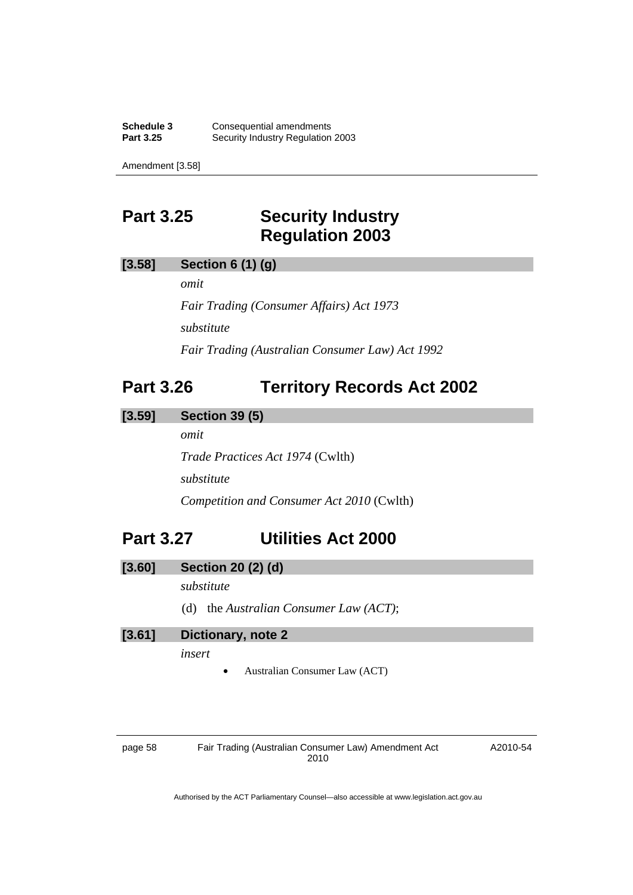## Part 3.25 Security Industry Regulation 2003

**[3.58] Section 6 (1) (g)**

*omit*

*Fair Trading (Consumer Affairs) Act 1973*

*substitute*

*Fair Trading (Australian Consumer Law) Act 1992*

## Part 3.26 Territory Records Act 2002

**[3.59] Section 39 (5)**

*omit*

*Trade Practices Act 1974* (Cwlth)

*substitute*

*Competition and Consumer Act 2010* (Cwlth)

## Part 3.27 Utilities Act 2000

**[3.60] Section 20 (2) (d)**

*substitute*

(d) the *Australian Consumer Law (ACT)*;

**[3.61] Dictionary, note 2**

*insert*

- Australian Consumer Law (ACT)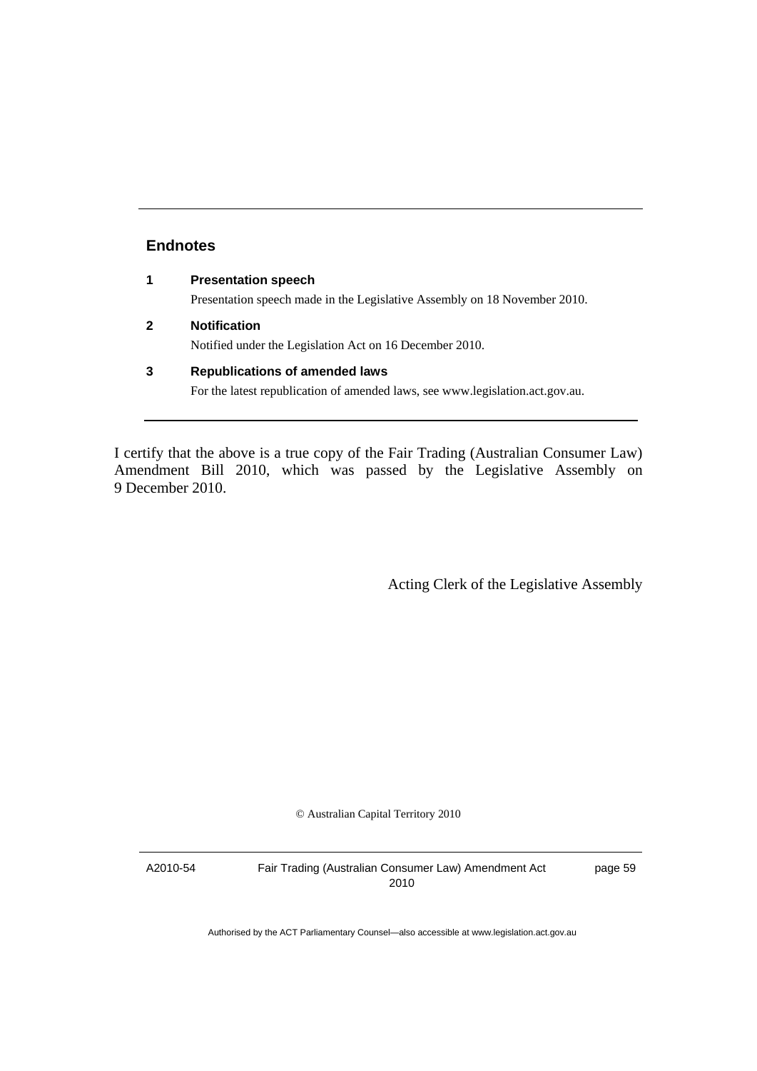## Endnotes

**1 Presentation speech**

Presentation speech made in the Legislative Assembly on 18 November 2010.

**2 Notification**

Notified under the Legislation Act on 16 December 2010.

**3 Republications of amended laws**

For the latest republication of amended laws, see www.legislation.act.gov.au.

I certify that the above is a true copy of the Fair Trading (Australian Consumer Law) Amendment Bill 2010, which was passed by the Legislative Assembly on 9 December 2010.

Acting Clerk of the Legislative Assembly

© Australian Capital Territory 2010